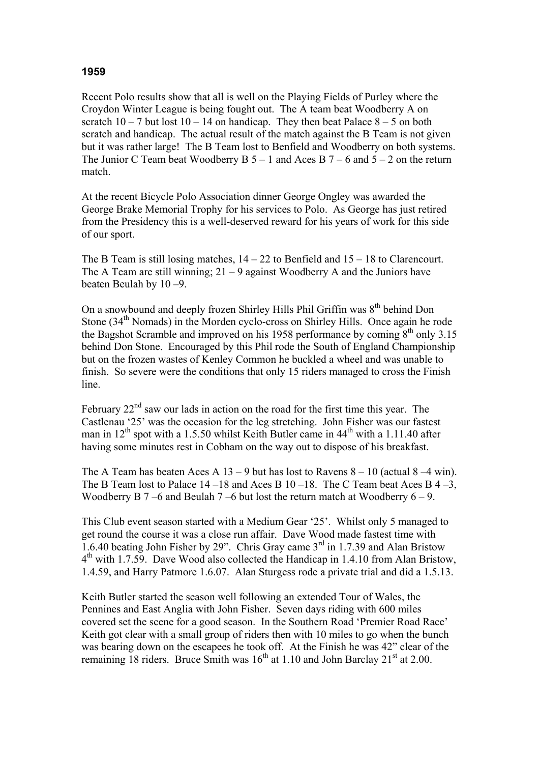## 1959

Recent Polo results show that all is well on the Playing Fields of Purley where the Croydon Winter League is being fought out. The A team beat Woodberry A on scratch 10 – 7 but lost 10 – 14 on handicap. They then beat Palace 8 – 5 on both scratch and handicap. The actual result of the match against the B Team is not given but it was rather large! The B Team lost to Benfield and Woodberry on both systems. The Junior C Team beat Woodberry B 5 – 1 and Aces B 7 – 6 and 5 – 2 on the return match.

At the recent Bicycle Polo Association dinner George Ongley was awarded the George Brake Memorial Trophy for his services to Polo. As George has just retired from the Presidency this is a well-deserved reward for his years of work for this side of our sport.

The B Team is still losing matches, 14 – 22 to Benfield and 15 – 18 to Clarencourt. The A Team are still winning; 21 – 9 against Woodberry A and the Juniors have beaten Beulah by 10 –9.

On a snowbound and deeply frozen Shirley Hills Phil Griffin was 8th behind Don Stone (34th Nomads) in the Morden cyclo-cross on Shirley Hills. Once again he rode the Bagshot Scramble and improved on his 1958 performance by coming 8th only 3.15 behind Don Stone. Encouraged by this Phil rode the South of England Championship but on the frozen wastes of Kenley Common he buckled a wheel and was unable to finish. So severe were the conditions that only 15 riders managed to cross the Finish line.

February 22nd saw our lads in action on the road for the first time this year. The Castlenau '25' was the occasion for the leg stretching. John Fisher was our fastest man in 12th spot with a 1.5.50 whilst Keith Butler came in 44th with a 1.11.40 after having some minutes rest in Cobham on the way out to dispose of his breakfast.

The A Team has beaten Aces A 13 – 9 but has lost to Ravens 8 – 10 (actual 8 –4 win). The B Team lost to Palace 14 –18 and Aces B 10 –18. The C Team beat Aces B 4 –3, Woodberry B 7 –6 and Beulah 7 –6 but lost the return match at Woodberry 6 – 9.

This Club event season started with a Medium Gear '25'. Whilst only 5 managed to get round the course it was a close run affair. Dave Wood made fastest time with 1.6.40 beating John Fisher by 29". Chris Gray came 3rd in 1.7.39 and Alan Bristow 4th with 1.7.59. Dave Wood also collected the Handicap in 1.4.10 from Alan Bristow, 1.4.59, and Harry Patmore 1.6.07. Alan Sturgess rode a private trial and did a 1.5.13.

Keith Butler started the season well following an extended Tour of Wales, the Pennines and East Anglia with John Fisher. Seven days riding with 600 miles covered set the scene for a good season. In the Southern Road 'Premier Road Race' Keith got clear with a small group of riders then with 10 miles to go when the bunch was bearing down on the escapees he took off. At the Finish he was 42" clear of the remaining 18 riders. Bruce Smith was 16th at 1.10 and John Barclay 21st at 2.00.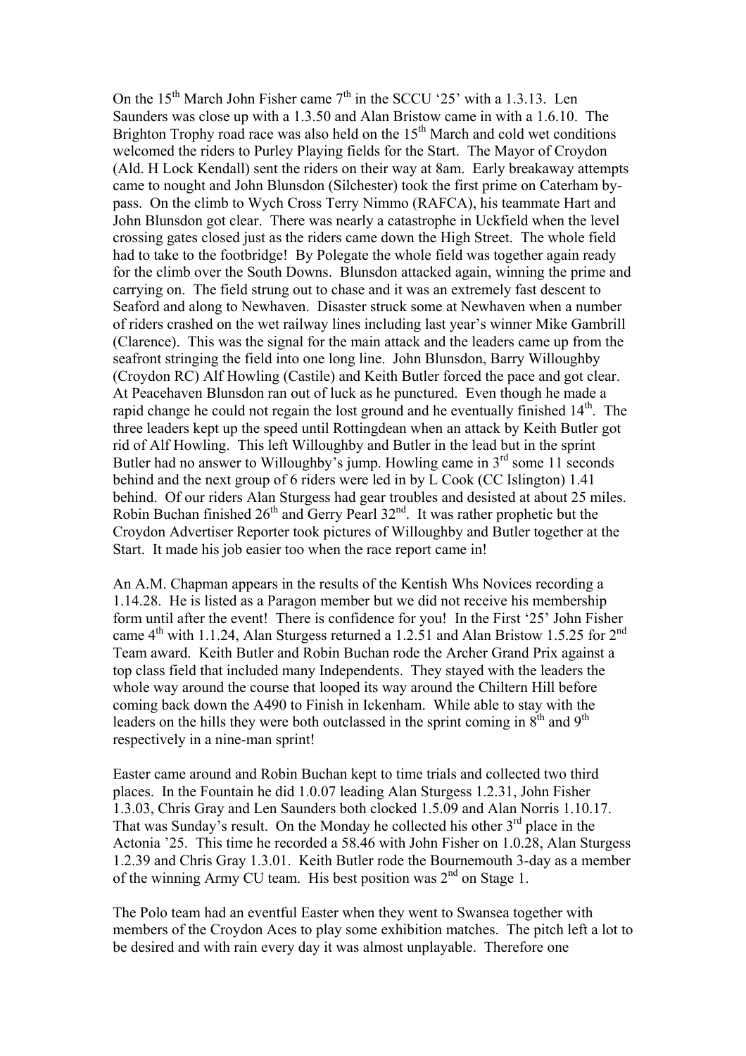On the 15th March John Fisher came 7th in the SCCU '25' with a 1.3.13. Len Saunders was close up with a 1.3.50 and Alan Bristow came in with a 1.6.10. The Brighton Trophy road race was also held on the 15th March and cold wet conditions welcomed the riders to Purley Playing fields for the Start. The Mayor of Croydon (Ald. H Lock Kendall) sent the riders on their way at 8am. Early breakaway attempts came to nought and John Blunsdon (Silchester) took the first prime on Caterham by-pass. On the climb to Wych Cross Terry Nimmo (RAFCA), his teammate Hart and John Blunsdon got clear. There was nearly a catastrophe in Uckfield when the level crossing gates closed just as the riders came down the High Street. The whole field had to take to the footbridge! By Polegate the whole field was together again ready for the climb over the South Downs. Blunsdon attacked again, winning the prime and carrying on. The field strung out to chase and it was an extremely fast descent to Seaford and along to Newhaven. Disaster struck some at Newhaven when a number of riders crashed on the wet railway lines including last year's winner Mike Gambrill (Clarence). This was the signal for the main attack and the leaders came up from the seafront stringing the field into one long line. John Blunsdon, Barry Willoughby (Croydon RC) Alf Howling (Castile) and Keith Butler forced the pace and got clear. At Peacehaven Blunsdon ran out of luck as he punctured. Even though he made a rapid change he could not regain the lost ground and he eventually finished 14th. The three leaders kept up the speed until Rottingdean when an attack by Keith Butler got rid of Alf Howling. This left Willoughby and Butler in the lead but in the sprint Butler had no answer to Willoughby's jump. Howling came in 3rd some 11 seconds behind and the next group of 6 riders were led in by L Cook (CC Islington) 1.41 behind. Of our riders Alan Sturgess had gear troubles and desisted at about 25 miles. Robin Buchan finished 26th and Gerry Pearl 32nd. It was rather prophetic but the Croydon Advertiser Reporter took pictures of Willoughby and Butler together at the Start. It made his job easier too when the race report came in!

An A.M. Chapman appears in the results of the Kentish Whs Novices recording a 1.14.28. He is listed as a Paragon member but we did not receive his membership form until after the event! There is confidence for you! In the First '25' John Fisher came 4th with 1.1.24, Alan Sturgess returned a 1.2.51 and Alan Bristow 1.5.25 for 2nd Team award. Keith Butler and Robin Buchan rode the Archer Grand Prix against a top class field that included many Independents. They stayed with the leaders the whole way around the course that looped its way around the Chiltern Hill before coming back down the A490 to Finish in Ickenham. While able to stay with the leaders on the hills they were both outclassed in the sprint coming in 8th and 9th respectively in a nine-man sprint!

Easter came around and Robin Buchan kept to time trials and collected two third places. In the Fountain he did 1.0.07 leading Alan Sturgess 1.2.31, John Fisher 1.3.03, Chris Gray and Len Saunders both clocked 1.5.09 and Alan Norris 1.10.17. That was Sunday's result. On the Monday he collected his other 3rd place in the Actonia '25. This time he recorded a 58.46 with John Fisher on 1.0.28, Alan Sturgess 1.2.39 and Chris Gray 1.3.01. Keith Butler rode the Bournemouth 3-day as a member of the winning Army CU team. His best position was 2nd on Stage 1.

The Polo team had an eventful Easter when they went to Swansea together with members of the Croydon Aces to play some exhibition matches. The pitch left a lot to be desired and with rain every day it was almost unplayable. Therefore one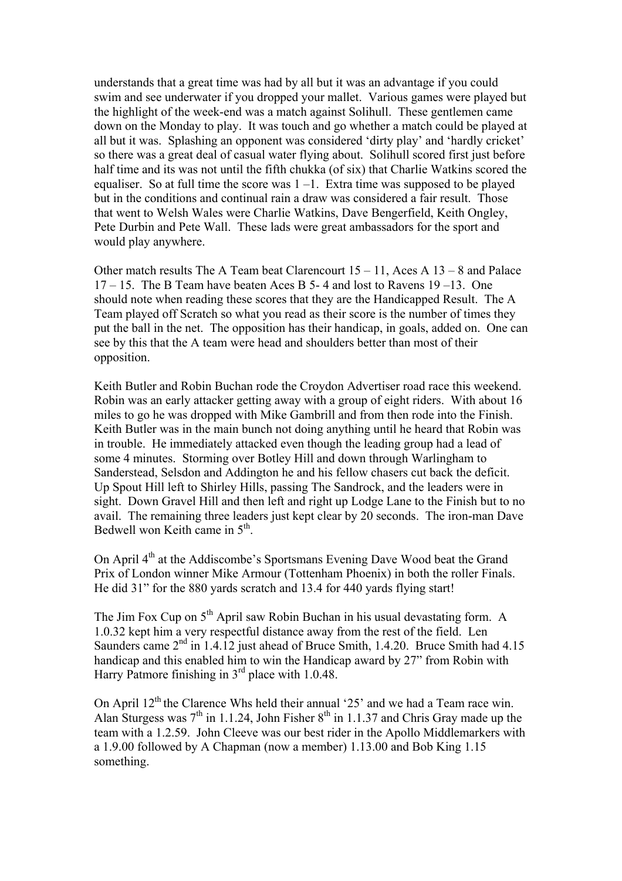understands that a great time was had by all but it was an advantage if you could swim and see underwater if you dropped your mallet. Various games were played but the highlight of the week-end was a match against Solihull. These gentlemen came down on the Monday to play. It was touch and go whether a match could be played at all but it was. Splashing an opponent was considered 'dirty play' and 'hardly cricket' so there was a great deal of casual water flying about. Solihull scored first just before half time and its was not until the fifth chukka (of six) that Charlie Watkins scored the equaliser. So at full time the score was 1 –1. Extra time was supposed to be played but in the conditions and continual rain a draw was considered a fair result. Those that went to Welsh Wales were Charlie Watkins, Dave Bengerfield, Keith Ongley, Pete Durbin and Pete Wall. These lads were great ambassadors for the sport and would play anywhere.

Other match results The A Team beat Clarencourt 15 – 11, Aces A 13 – 8 and Palace 17 – 15. The B Team have beaten Aces B 5- 4 and lost to Ravens 19 –13. One should note when reading these scores that they are the Handicapped Result. The A Team played off Scratch so what you read as their score is the number of times they put the ball in the net. The opposition has their handicap, in goals, added on. One can see by this that the A team were head and shoulders better than most of their opposition.

Keith Butler and Robin Buchan rode the Croydon Advertiser road race this weekend. Robin was an early attacker getting away with a group of eight riders. With about 16 miles to go he was dropped with Mike Gambrill and from then rode into the Finish. Keith Butler was in the main bunch not doing anything until he heard that Robin was in trouble. He immediately attacked even though the leading group had a lead of some 4 minutes. Storming over Botley Hill and down through Warlingham to Sanderstead, Selsdon and Addington he and his fellow chasers cut back the deficit. Up Spout Hill left to Shirley Hills, passing The Sandrock, and the leaders were in sight. Down Gravel Hill and then left and right up Lodge Lane to the Finish but to no avail. The remaining three leaders just kept clear by 20 seconds. The iron-man Dave Bedwell won Keith came in 5th.

On April 4th at the Addiscombe's Sportsmans Evening Dave Wood beat the Grand Prix of London winner Mike Armour (Tottenham Phoenix) in both the roller Finals. He did 31" for the 880 yards scratch and 13.4 for 440 yards flying start!

The Jim Fox Cup on 5th April saw Robin Buchan in his usual devastating form. A 1.0.32 kept him a very respectful distance away from the rest of the field. Len Saunders came 2nd in 1.4.12 just ahead of Bruce Smith, 1.4.20. Bruce Smith had 4.15 handicap and this enabled him to win the Handicap award by 27" from Robin with Harry Patmore finishing in 3rd place with 1.0.48.

On April 12th the Clarence Whs held their annual '25' and we had a Team race win. Alan Sturgess was 7th in 1.1.24, John Fisher 8th in 1.1.37 and Chris Gray made up the team with a 1.2.59. John Cleeve was our best rider in the Apollo Middlemarkers with a 1.9.00 followed by A Chapman (now a member) 1.13.00 and Bob King 1.15 something.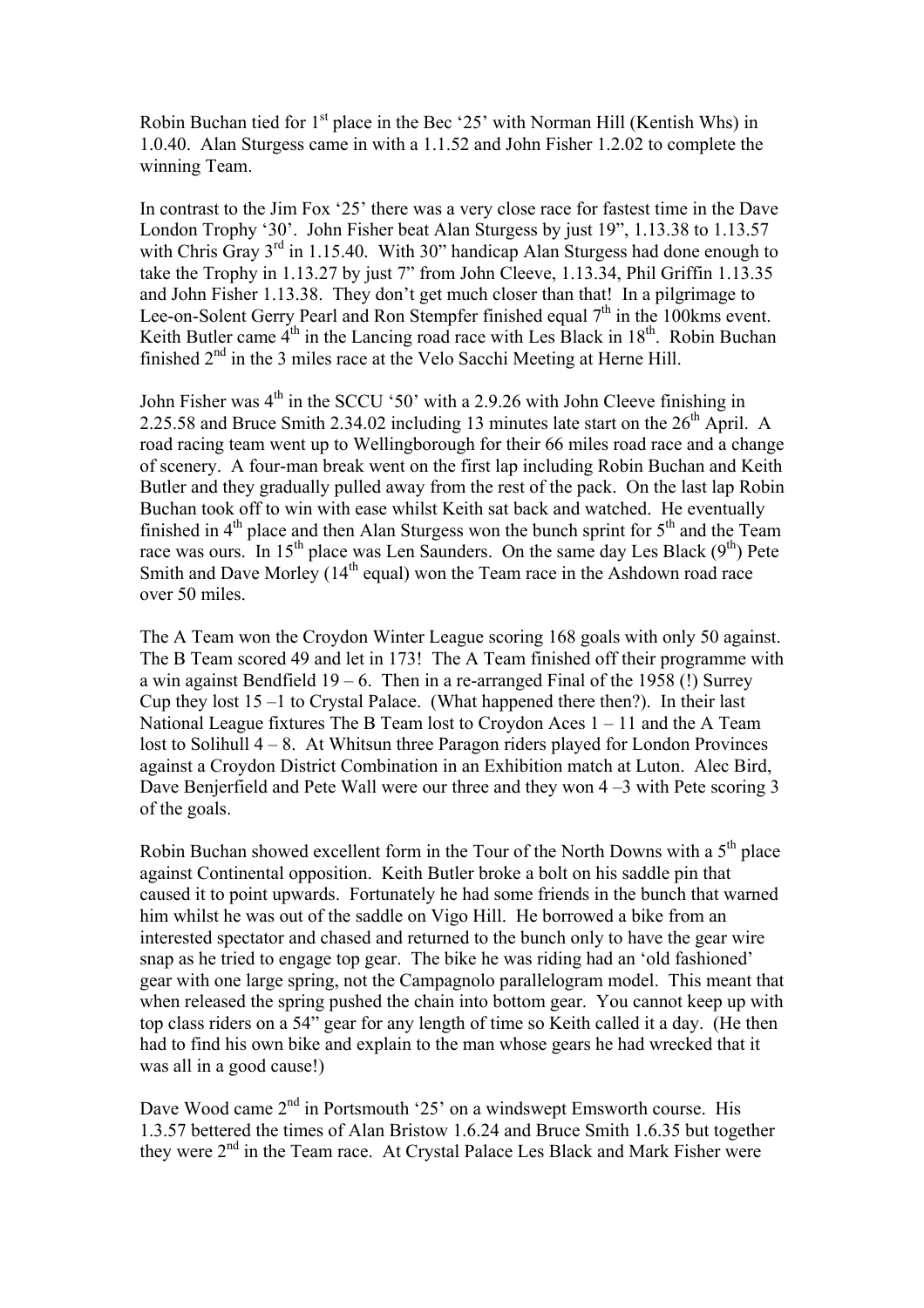Robin Buchan tied for 1st place in the Bec '25' with Norman Hill (Kentish Whs) in 1.0.40. Alan Sturgess came in with a 1.1.52 and John Fisher 1.2.02 to complete the winning Team.

In contrast to the Jim Fox '25' there was a very close race for fastest time in the Dave London Trophy '30'. John Fisher beat Alan Sturgess by just 19", 1.13.38 to 1.13.57 with Chris Gray 3rd in 1.15.40. With 30" handicap Alan Sturgess had done enough to take the Trophy in 1.13.27 by just 7" from John Cleeve, 1.13.34, Phil Griffin 1.13.35 and John Fisher 1.13.38. They don't get much closer than that! In a pilgrimage to Lee-on-Solent Gerry Pearl and Ron Stempfer finished equal 7th in the 100kms event. Keith Butler came 4th in the Lancing road race with Les Black in 18th. Robin Buchan finished 2nd in the 3 miles race at the Velo Sacchi Meeting at Herne Hill.

John Fisher was 4th in the SCCU '50' with a 2.9.26 with John Cleeve finishing in 2.25.58 and Bruce Smith 2.34.02 including 13 minutes late start on the 26th April. A road racing team went up to Wellingborough for their 66 miles road race and a change of scenery. A four-man break went on the first lap including Robin Buchan and Keith Butler and they gradually pulled away from the rest of the pack. On the last lap Robin Buchan took off to win with ease whilst Keith sat back and watched. He eventually finished in 4th place and then Alan Sturgess won the bunch sprint for 5th and the Team race was ours. In 15th place was Len Saunders. On the same day Les Black (9th) Pete Smith and Dave Morley (14th equal) won the Team race in the Ashdown road race over 50 miles.

The A Team won the Croydon Winter League scoring 168 goals with only 50 against. The B Team scored 49 and let in 173! The A Team finished off their programme with a win against Bendfield 19 – 6. Then in a re-arranged Final of the 1958 (!) Surrey Cup they lost 15 –1 to Crystal Palace. (What happened there then?). In their last National League fixtures The B Team lost to Croydon Aces 1 – 11 and the A Team lost to Solihull 4 – 8. At Whitsun three Paragon riders played for London Provinces against a Croydon District Combination in an Exhibition match at Luton. Alec Bird, Dave Benjerfield and Pete Wall were our three and they won 4 –3 with Pete scoring 3 of the goals.

Robin Buchan showed excellent form in the Tour of the North Downs with a 5th place against Continental opposition. Keith Butler broke a bolt on his saddle pin that caused it to point upwards. Fortunately he had some friends in the bunch that warned him whilst he was out of the saddle on Vigo Hill. He borrowed a bike from an interested spectator and chased and returned to the bunch only to have the gear wire snap as he tried to engage top gear. The bike he was riding had an 'old fashioned' gear with one large spring, not the Campagnolo parallelogram model. This meant that when released the spring pushed the chain into bottom gear. You cannot keep up with top class riders on a 54" gear for any length of time so Keith called it a day. (He then had to find his own bike and explain to the man whose gears he had wrecked that it was all in a good cause!)

Dave Wood came 2nd in Portsmouth '25' on a windswept Emsworth course. His 1.3.57 bettered the times of Alan Bristow 1.6.24 and Bruce Smith 1.6.35 but together they were 2nd in the Team race. At Crystal Palace Les Black and Mark Fisher were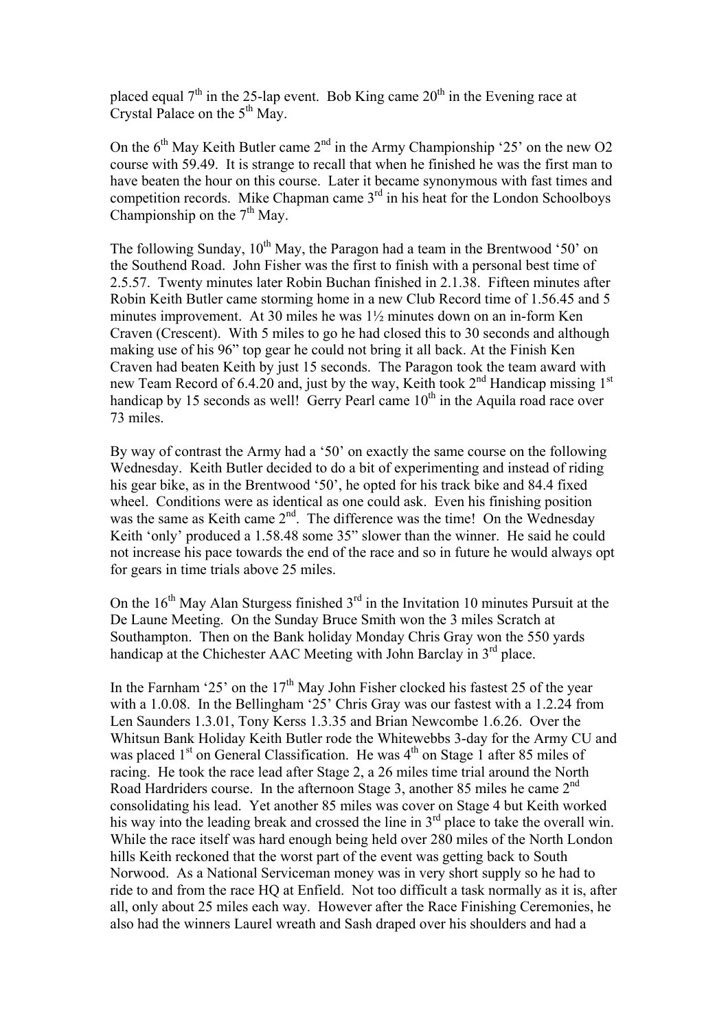placed equal 7th in the 25-lap event. Bob King came 20th in the Evening race at Crystal Palace on the 5th May.

On the 6th May Keith Butler came 2nd in the Army Championship '25' on the new O2 course with 59.49. It is strange to recall that when he finished he was the first man to have beaten the hour on this course. Later it became synonymous with fast times and competition records. Mike Chapman came 3rd in his heat for the London Schoolboys Championship on the 7th May.

The following Sunday, 10th May, the Paragon had a team in the Brentwood '50' on the Southend Road. John Fisher was the first to finish with a personal best time of 2.5.57. Twenty minutes later Robin Buchan finished in 2.1.38. Fifteen minutes after Robin Keith Butler came storming home in a new Club Record time of 1.56.45 and 5 minutes improvement. At 30 miles he was 1½ minutes down on an in-form Ken Craven (Crescent). With 5 miles to go he had closed this to 30 seconds and although making use of his 96" top gear he could not bring it all back. At the Finish Ken Craven had beaten Keith by just 15 seconds. The Paragon took the team award with new Team Record of 6.4.20 and, just by the way, Keith took 2nd Handicap missing 1st handicap by 15 seconds as well! Gerry Pearl came 10th in the Aquila road race over 73 miles.

By way of contrast the Army had a '50' on exactly the same course on the following Wednesday. Keith Butler decided to do a bit of experimenting and instead of riding his gear bike, as in the Brentwood '50', he opted for his track bike and 84.4 fixed wheel. Conditions were as identical as one could ask. Even his finishing position was the same as Keith came 2nd. The difference was the time! On the Wednesday Keith 'only' produced a 1.58.48 some 35" slower than the winner. He said he could not increase his pace towards the end of the race and so in future he would always opt for gears in time trials above 25 miles.

On the 16th May Alan Sturgess finished 3rd in the Invitation 10 minutes Pursuit at the De Laune Meeting. On the Sunday Bruce Smith won the 3 miles Scratch at Southampton. Then on the Bank holiday Monday Chris Gray won the 550 yards handicap at the Chichester AAC Meeting with John Barclay in 3rd place.

In the Farnham '25' on the 17th May John Fisher clocked his fastest 25 of the year with a 1.0.08. In the Bellingham '25' Chris Gray was our fastest with a 1.2.24 from Len Saunders 1.3.01, Tony Kerss 1.3.35 and Brian Newcombe 1.6.26. Over the Whitsun Bank Holiday Keith Butler rode the Whitewebbs 3-day for the Army CU and was placed 1st on General Classification. He was 4th on Stage 1 after 85 miles of racing. He took the race lead after Stage 2, a 26 miles time trial around the North Road Hardriders course. In the afternoon Stage 3, another 85 miles he came 2nd consolidating his lead. Yet another 85 miles was cover on Stage 4 but Keith worked his way into the leading break and crossed the line in 3rd place to take the overall win. While the race itself was hard enough being held over 280 miles of the North London hills Keith reckoned that the worst part of the event was getting back to South Norwood. As a National Serviceman money was in very short supply so he had to ride to and from the race HQ at Enfield. Not too difficult a task normally as it is, after all, only about 25 miles each way. However after the Race Finishing Ceremonies, he also had the winners Laurel wreath and Sash draped over his shoulders and had a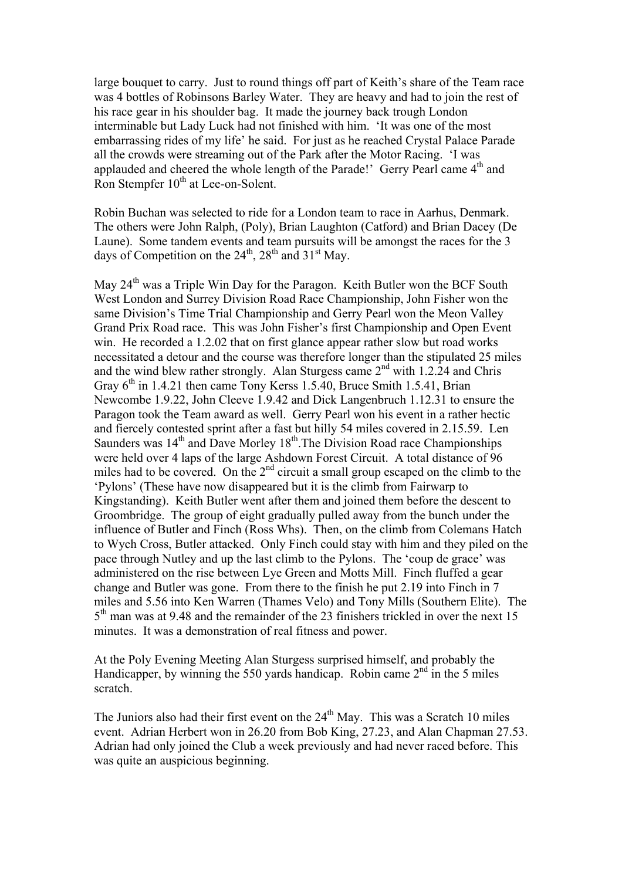large bouquet to carry. Just to round things off part of Keith's share of the Team race was 4 bottles of Robinsons Barley Water. They are heavy and had to join the rest of his race gear in his shoulder bag. It made the journey back trough London interminable but Lady Luck had not finished with him. 'It was one of the most embarrassing rides of my life' he said. For just as he reached Crystal Palace Parade all the crowds were streaming out of the Park after the Motor Racing. 'I was applauded and cheered the whole length of the Parade!' Gerry Pearl came 4th and Ron Stempfer 10th at Lee-on-Solent.

Robin Buchan was selected to ride for a London team to race in Aarhus, Denmark. The others were John Ralph, (Poly), Brian Laughton (Catford) and Brian Dacey (De Laune). Some tandem events and team pursuits will be amongst the races for the 3 days of Competition on the 24th, 28th and 31st May.

May 24th was a Triple Win Day for the Paragon. Keith Butler won the BCF South West London and Surrey Division Road Race Championship, John Fisher won the same Division's Time Trial Championship and Gerry Pearl won the Meon Valley Grand Prix Road race. This was John Fisher's first Championship and Open Event win. He recorded a 1.2.02 that on first glance appear rather slow but road works necessitated a detour and the course was therefore longer than the stipulated 25 miles and the wind blew rather strongly. Alan Sturgess came 2nd with 1.2.24 and Chris Gray 6th in 1.4.21 then came Tony Kerss 1.5.40, Bruce Smith 1.5.41, Brian Newcombe 1.9.22, John Cleeve 1.9.42 and Dick Langenbruch 1.12.31 to ensure the Paragon took the Team award as well. Gerry Pearl won his event in a rather hectic and fiercely contested sprint after a fast but hilly 54 miles covered in 2.15.59. Len Saunders was 14th and Dave Morley 18th.The Division Road race Championships were held over 4 laps of the large Ashdown Forest Circuit. A total distance of 96 miles had to be covered. On the 2nd circuit a small group escaped on the climb to the 'Pylons' (These have now disappeared but it is the climb from Fairwarp to Kingstanding). Keith Butler went after them and joined them before the descent to Groombridge. The group of eight gradually pulled away from the bunch under the influence of Butler and Finch (Ross Whs). Then, on the climb from Colemans Hatch to Wych Cross, Butler attacked. Only Finch could stay with him and they piled on the pace through Nutley and up the last climb to the Pylons. The 'coup de grace' was administered on the rise between Lye Green and Motts Mill. Finch fluffed a gear change and Butler was gone. From there to the finish he put 2.19 into Finch in 7 miles and 5.56 into Ken Warren (Thames Velo) and Tony Mills (Southern Elite). The 5th man was at 9.48 and the remainder of the 23 finishers trickled in over the next 15 minutes. It was a demonstration of real fitness and power.

At the Poly Evening Meeting Alan Sturgess surprised himself, and probably the Handicapper, by winning the 550 yards handicap. Robin came 2nd in the 5 miles scratch.

The Juniors also had their first event on the 24th May. This was a Scratch 10 miles event. Adrian Herbert won in 26.20 from Bob King, 27.23, and Alan Chapman 27.53. Adrian had only joined the Club a week previously and had never raced before. This was quite an auspicious beginning.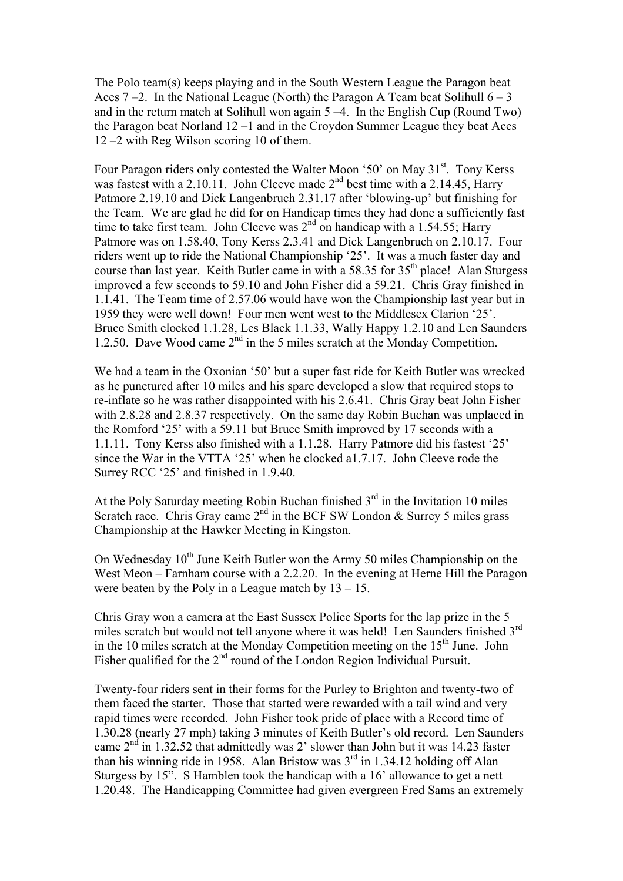The Polo team(s) keeps playing and in the South Western League the Paragon beat Aces 7 –2. In the National League (North) the Paragon A Team beat Solihull 6 – 3 and in the return match at Solihull won again 5 –4. In the English Cup (Round Two) the Paragon beat Norland 12 –1 and in the Croydon Summer League they beat Aces 12 –2 with Reg Wilson scoring 10 of them.

Four Paragon riders only contested the Walter Moon '50' on May 31st. Tony Kerss was fastest with a 2.10.11. John Cleeve made 2nd best time with a 2.14.45, Harry Patmore 2.19.10 and Dick Langenbruch 2.31.17 after 'blowing-up' but finishing for the Team. We are glad he did for on Handicap times they had done a sufficiently fast time to take first team. John Cleeve was 2nd on handicap with a 1.54.55; Harry Patmore was on 1.58.40, Tony Kerss 2.3.41 and Dick Langenbruch on 2.10.17. Four riders went up to ride the National Championship '25'. It was a much faster day and course than last year. Keith Butler came in with a 58.35 for 35th place! Alan Sturgess improved a few seconds to 59.10 and John Fisher did a 59.21. Chris Gray finished in 1.1.41. The Team time of 2.57.06 would have won the Championship last year but in 1959 they were well down! Four men went west to the Middlesex Clarion '25'. Bruce Smith clocked 1.1.28, Les Black 1.1.33, Wally Happy 1.2.10 and Len Saunders 1.2.50. Dave Wood came 2nd in the 5 miles scratch at the Monday Competition.

We had a team in the Oxonian '50' but a super fast ride for Keith Butler was wrecked as he punctured after 10 miles and his spare developed a slow that required stops to re-inflate so he was rather disappointed with his 2.6.41. Chris Gray beat John Fisher with 2.8.28 and 2.8.37 respectively. On the same day Robin Buchan was unplaced in the Romford '25' with a 59.11 but Bruce Smith improved by 17 seconds with a 1.1.11. Tony Kerss also finished with a 1.1.28. Harry Patmore did his fastest '25' since the War in the VTTA '25' when he clocked a1.7.17. John Cleeve rode the Surrey RCC '25' and finished in 1.9.40.

At the Poly Saturday meeting Robin Buchan finished 3rd in the Invitation 10 miles Scratch race. Chris Gray came 2nd in the BCF SW London & Surrey 5 miles grass Championship at the Hawker Meeting in Kingston.

On Wednesday 10th June Keith Butler won the Army 50 miles Championship on the West Meon – Farnham course with a 2.2.20. In the evening at Herne Hill the Paragon were beaten by the Poly in a League match by 13 – 15.

Chris Gray won a camera at the East Sussex Police Sports for the lap prize in the 5 miles scratch but would not tell anyone where it was held! Len Saunders finished 3rd in the 10 miles scratch at the Monday Competition meeting on the 15th June. John Fisher qualified for the 2nd round of the London Region Individual Pursuit.

Twenty-four riders sent in their forms for the Purley to Brighton and twenty-two of them faced the starter. Those that started were rewarded with a tail wind and very rapid times were recorded. John Fisher took pride of place with a Record time of 1.30.28 (nearly 27 mph) taking 3 minutes of Keith Butler's old record. Len Saunders came 2nd in 1.32.52 that admittedly was 2' slower than John but it was 14.23 faster than his winning ride in 1958. Alan Bristow was 3rd in 1.34.12 holding off Alan Sturgess by 15". S Hamblen took the handicap with a 16' allowance to get a nett 1.20.48. The Handicapping Committee had given evergreen Fred Sams an extremely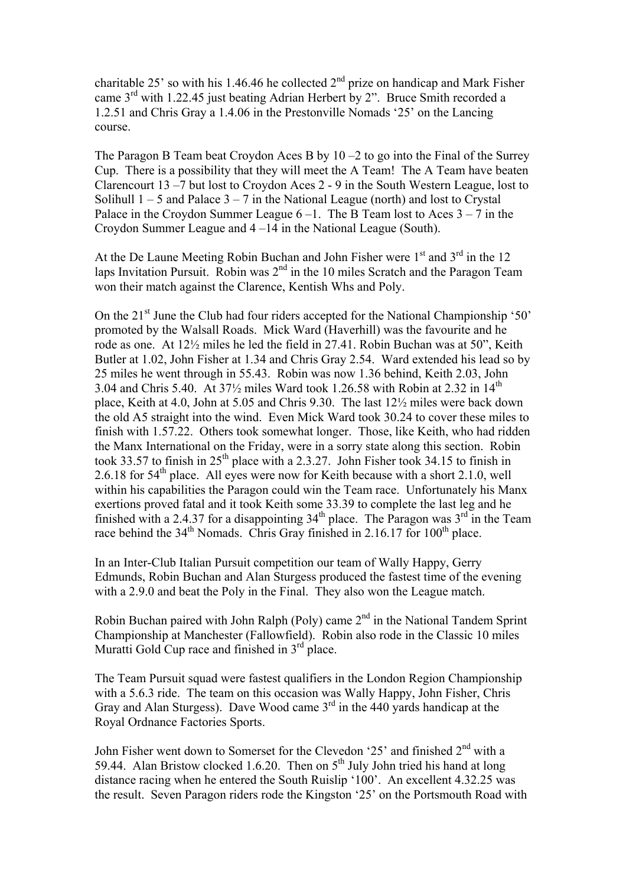charitable 25' so with his 1.46.46 he collected 2nd prize on handicap and Mark Fisher came 3rd with 1.22.45 just beating Adrian Herbert by 2". Bruce Smith recorded a 1.2.51 and Chris Gray a 1.4.06 in the Prestonville Nomads '25' on the Lancing course.

The Paragon B Team beat Croydon Aces B by 10 –2 to go into the Final of the Surrey Cup. There is a possibility that they will meet the A Team! The A Team have beaten Clarencourt 13 –7 but lost to Croydon Aces 2 - 9 in the South Western League, lost to Solihull 1 – 5 and Palace 3 – 7 in the National League (north) and lost to Crystal Palace in the Croydon Summer League 6 –1. The B Team lost to Aces 3 – 7 in the Croydon Summer League and 4 –14 in the National League (South).

At the De Laune Meeting Robin Buchan and John Fisher were 1st and 3rd in the 12 laps Invitation Pursuit. Robin was 2nd in the 10 miles Scratch and the Paragon Team won their match against the Clarence, Kentish Whs and Poly.

On the 21st June the Club had four riders accepted for the National Championship '50' promoted by the Walsall Roads. Mick Ward (Haverhill) was the favourite and he rode as one. At 12½ miles he led the field in 27.41. Robin Buchan was at 50", Keith Butler at 1.02, John Fisher at 1.34 and Chris Gray 2.54. Ward extended his lead so by 25 miles he went through in 55.43. Robin was now 1.36 behind, Keith 2.03, John 3.04 and Chris 5.40. At 37½ miles Ward took 1.26.58 with Robin at 2.32 in 14th place, Keith at 4.0, John at 5.05 and Chris 9.30. The last 12½ miles were back down the old A5 straight into the wind. Even Mick Ward took 30.24 to cover these miles to finish with 1.57.22. Others took somewhat longer. Those, like Keith, who had ridden the Manx International on the Friday, were in a sorry state along this section. Robin took 33.57 to finish in 25th place with a 2.3.27. John Fisher took 34.15 to finish in 2.6.18 for 54th place. All eyes were now for Keith because with a short 2.1.0, well within his capabilities the Paragon could win the Team race. Unfortunately his Manx exertions proved fatal and it took Keith some 33.39 to complete the last leg and he finished with a 2.4.37 for a disappointing 34th place. The Paragon was 3rd in the Team race behind the 34th Nomads. Chris Gray finished in 2.16.17 for 100th place.

In an Inter-Club Italian Pursuit competition our team of Wally Happy, Gerry Edmunds, Robin Buchan and Alan Sturgess produced the fastest time of the evening with a 2.9.0 and beat the Poly in the Final. They also won the League match.

Robin Buchan paired with John Ralph (Poly) came 2nd in the National Tandem Sprint Championship at Manchester (Fallowfield). Robin also rode in the Classic 10 miles Muratti Gold Cup race and finished in 3rd place.

The Team Pursuit squad were fastest qualifiers in the London Region Championship with a 5.6.3 ride. The team on this occasion was Wally Happy, John Fisher, Chris Gray and Alan Sturgess). Dave Wood came 3rd in the 440 yards handicap at the Royal Ordnance Factories Sports.

John Fisher went down to Somerset for the Clevedon '25' and finished 2nd with a 59.44. Alan Bristow clocked 1.6.20. Then on 5th July John tried his hand at long distance racing when he entered the South Ruislip '100'. An excellent 4.32.25 was the result. Seven Paragon riders rode the Kingston '25' on the Portsmouth Road with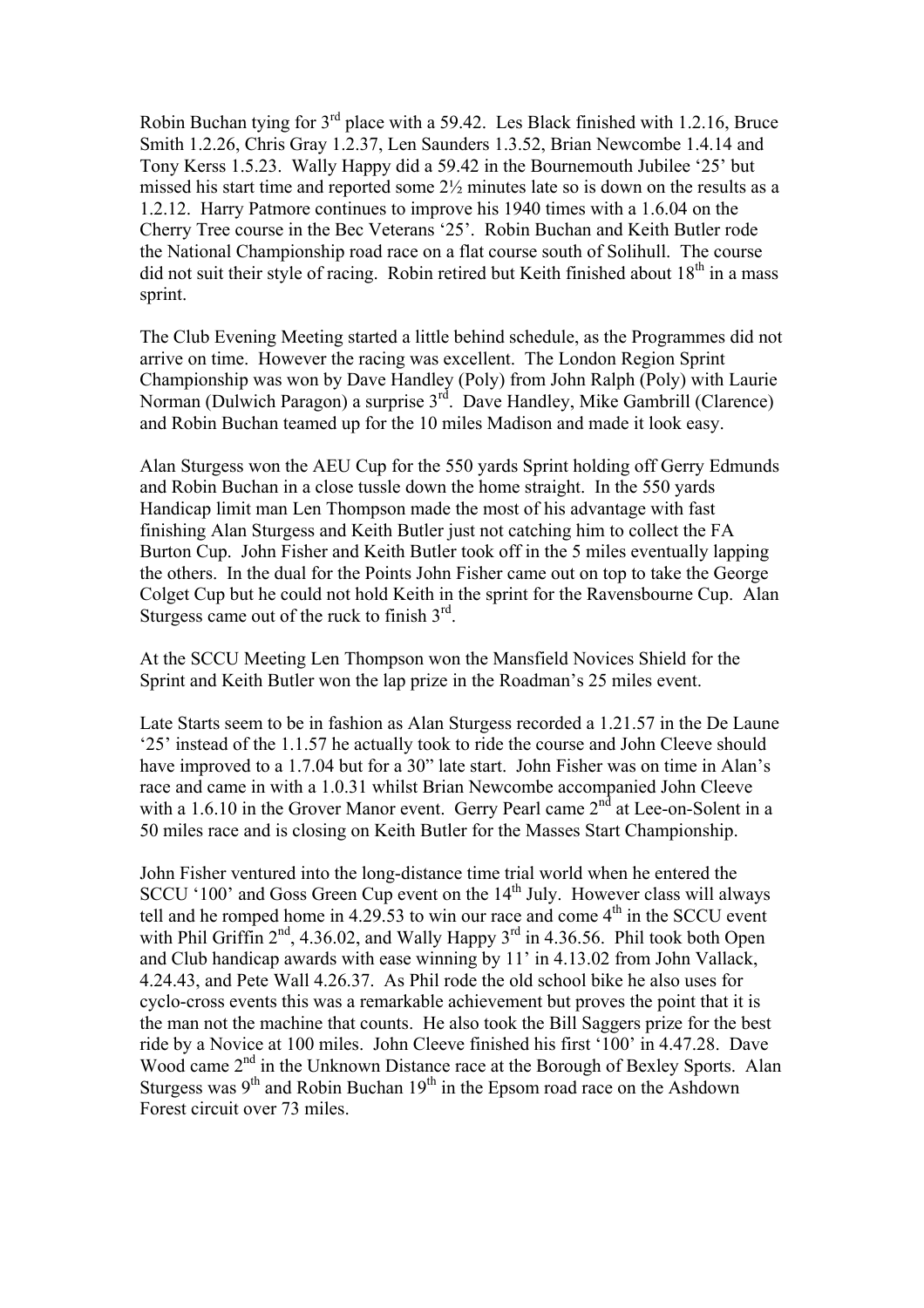Robin Buchan tying for 3rd place with a 59.42. Les Black finished with 1.2.16, Bruce Smith 1.2.26, Chris Gray 1.2.37, Len Saunders 1.3.52, Brian Newcombe 1.4.14 and Tony Kerss 1.5.23. Wally Happy did a 59.42 in the Bournemouth Jubilee '25' but missed his start time and reported some 2½ minutes late so is down on the results as a 1.2.12. Harry Patmore continues to improve his 1940 times with a 1.6.04 on the Cherry Tree course in the Bec Veterans '25'. Robin Buchan and Keith Butler rode the National Championship road race on a flat course south of Solihull. The course did not suit their style of racing. Robin retired but Keith finished about 18th in a mass sprint.

The Club Evening Meeting started a little behind schedule, as the Programmes did not arrive on time. However the racing was excellent. The London Region Sprint Championship was won by Dave Handley (Poly) from John Ralph (Poly) with Laurie Norman (Dulwich Paragon) a surprise 3rd. Dave Handley, Mike Gambrill (Clarence) and Robin Buchan teamed up for the 10 miles Madison and made it look easy.

Alan Sturgess won the AEU Cup for the 550 yards Sprint holding off Gerry Edmunds and Robin Buchan in a close tussle down the home straight. In the 550 yards Handicap limit man Len Thompson made the most of his advantage with fast finishing Alan Sturgess and Keith Butler just not catching him to collect the FA Burton Cup. John Fisher and Keith Butler took off in the 5 miles eventually lapping the others. In the dual for the Points John Fisher came out on top to take the George Colget Cup but he could not hold Keith in the sprint for the Ravensbourne Cup. Alan Sturgess came out of the ruck to finish 3rd.

At the SCCU Meeting Len Thompson won the Mansfield Novices Shield for the Sprint and Keith Butler won the lap prize in the Roadman's 25 miles event.

Late Starts seem to be in fashion as Alan Sturgess recorded a 1.21.57 in the De Laune '25' instead of the 1.1.57 he actually took to ride the course and John Cleeve should have improved to a 1.7.04 but for a 30" late start. John Fisher was on time in Alan's race and came in with a 1.0.31 whilst Brian Newcombe accompanied John Cleeve with a 1.6.10 in the Grover Manor event. Gerry Pearl came 2nd at Lee-on-Solent in a 50 miles race and is closing on Keith Butler for the Masses Start Championship.

John Fisher ventured into the long-distance time trial world when he entered the SCCU '100' and Goss Green Cup event on the 14th July. However class will always tell and he romped home in 4.29.53 to win our race and come 4th in the SCCU event with Phil Griffin 2nd, 4.36.02, and Wally Happy 3rd in 4.36.56. Phil took both Open and Club handicap awards with ease winning by 11' in 4.13.02 from John Vallack, 4.24.43, and Pete Wall 4.26.37. As Phil rode the old school bike he also uses for cyclo-cross events this was a remarkable achievement but proves the point that it is the man not the machine that counts. He also took the Bill Saggers prize for the best ride by a Novice at 100 miles. John Cleeve finished his first '100' in 4.47.28. Dave Wood came 2nd in the Unknown Distance race at the Borough of Bexley Sports. Alan Sturgess was 9th and Robin Buchan 19th in the Epsom road race on the Ashdown Forest circuit over 73 miles.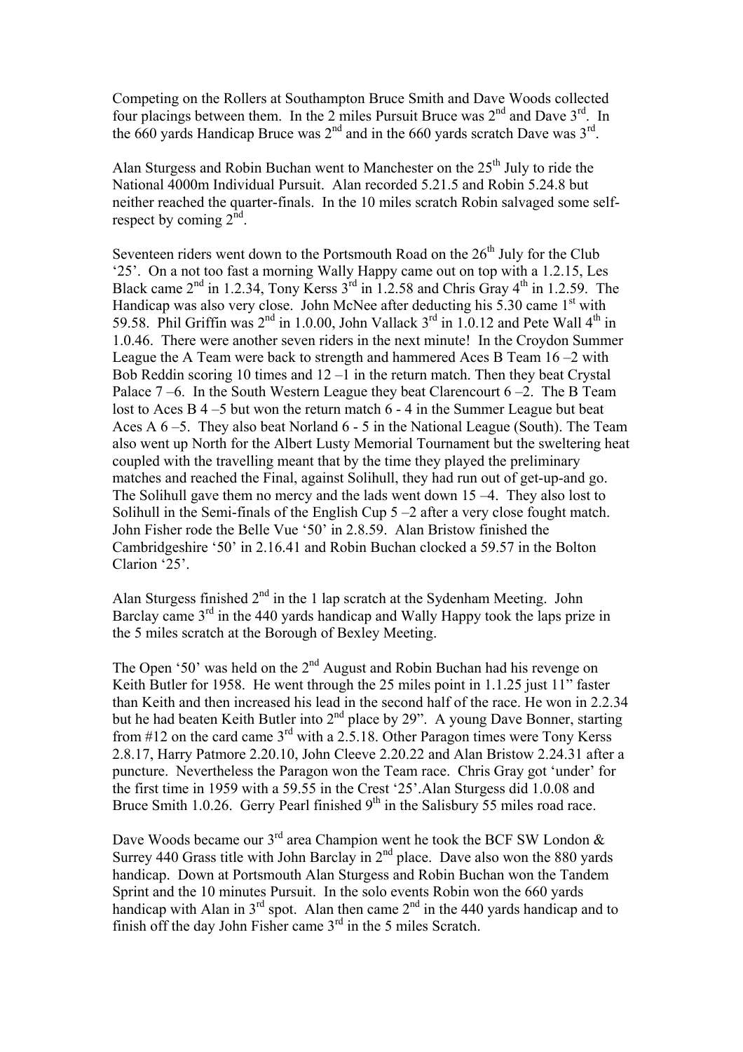Competing on the Rollers at Southampton Bruce Smith and Dave Woods collected four placings between them. In the 2 miles Pursuit Bruce was 2nd and Dave 3rd. In the 660 yards Handicap Bruce was 2nd and in the 660 yards scratch Dave was 3rd.

Alan Sturgess and Robin Buchan went to Manchester on the 25th July to ride the National 4000m Individual Pursuit. Alan recorded 5.21.5 and Robin 5.24.8 but neither reached the quarter-finals. In the 10 miles scratch Robin salvaged some self-respect by coming 2nd.

Seventeen riders went down to the Portsmouth Road on the 26th July for the Club '25'. On a not too fast a morning Wally Happy came out on top with a 1.2.15, Les Black came 2nd in 1.2.34, Tony Kerss 3rd in 1.2.58 and Chris Gray 4th in 1.2.59. The Handicap was also very close. John McNee after deducting his 5.30 came 1st with 59.58. Phil Griffin was 2nd in 1.0.00, John Vallack 3rd in 1.0.12 and Pete Wall 4th in 1.0.46. There were another seven riders in the next minute! In the Croydon Summer League the A Team were back to strength and hammered Aces B Team 16 –2 with Bob Reddin scoring 10 times and 12 –1 in the return match. Then they beat Crystal Palace 7 –6. In the South Western League they beat Clarencourt 6 –2. The B Team lost to Aces B 4 –5 but won the return match 6 - 4 in the Summer League but beat Aces A 6 –5. They also beat Norland 6 - 5 in the National League (South). The Team also went up North for the Albert Lusty Memorial Tournament but the sweltering heat coupled with the travelling meant that by the time they played the preliminary matches and reached the Final, against Solihull, they had run out of get-up-and go. The Solihull gave them no mercy and the lads went down 15 –4. They also lost to Solihull in the Semi-finals of the English Cup 5 –2 after a very close fought match. John Fisher rode the Belle Vue '50' in 2.8.59. Alan Bristow finished the Cambridgeshire '50' in 2.16.41 and Robin Buchan clocked a 59.57 in the Bolton Clarion '25'.

Alan Sturgess finished 2nd in the 1 lap scratch at the Sydenham Meeting. John Barclay came 3rd in the 440 yards handicap and Wally Happy took the laps prize in the 5 miles scratch at the Borough of Bexley Meeting.

The Open '50' was held on the 2nd August and Robin Buchan had his revenge on Keith Butler for 1958. He went through the 25 miles point in 1.1.25 just 11" faster than Keith and then increased his lead in the second half of the race. He won in 2.2.34 but he had beaten Keith Butler into 2nd place by 29". A young Dave Bonner, starting from #12 on the card came 3rd with a 2.5.18. Other Paragon times were Tony Kerss 2.8.17, Harry Patmore 2.20.10, John Cleeve 2.20.22 and Alan Bristow 2.24.31 after a puncture. Nevertheless the Paragon won the Team race. Chris Gray got 'under' for the first time in 1959 with a 59.55 in the Crest '25'.Alan Sturgess did 1.0.08 and Bruce Smith 1.0.26. Gerry Pearl finished 9th in the Salisbury 55 miles road race.

Dave Woods became our 3rd area Champion went he took the BCF SW London & Surrey 440 Grass title with John Barclay in 2nd place. Dave also won the 880 yards handicap. Down at Portsmouth Alan Sturgess and Robin Buchan won the Tandem Sprint and the 10 minutes Pursuit. In the solo events Robin won the 660 yards handicap with Alan in 3rd spot. Alan then came 2nd in the 440 yards handicap and to finish off the day John Fisher came 3rd in the 5 miles Scratch.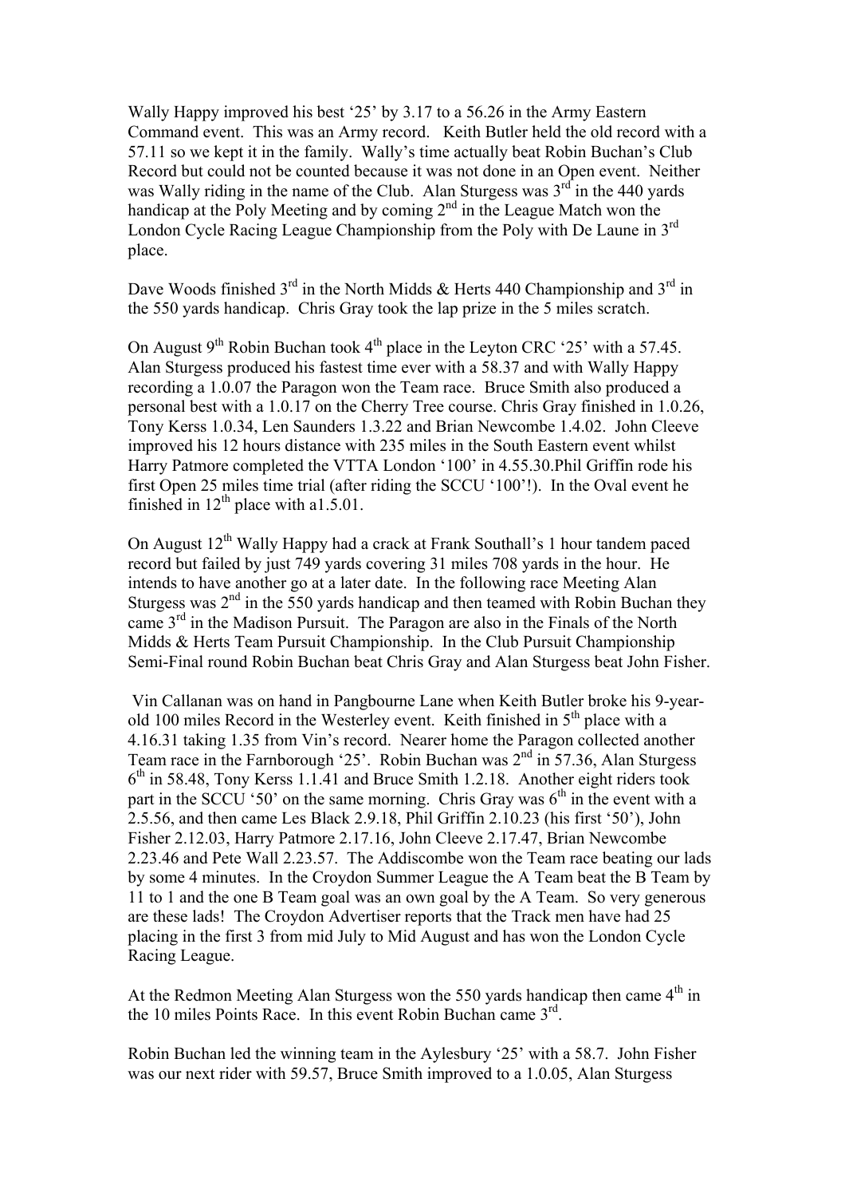Wally Happy improved his best '25' by 3.17 to a 56.26 in the Army Eastern Command event. This was an Army record. Keith Butler held the old record with a 57.11 so we kept it in the family. Wally's time actually beat Robin Buchan's Club Record but could not be counted because it was not done in an Open event. Neither was Wally riding in the name of the Club. Alan Sturgess was 3rd in the 440 yards handicap at the Poly Meeting and by coming 2nd in the League Match won the London Cycle Racing League Championship from the Poly with De Laune in 3rd place.

Dave Woods finished 3rd in the North Midds & Herts 440 Championship and 3rd in the 550 yards handicap. Chris Gray took the lap prize in the 5 miles scratch.

On August 9th Robin Buchan took 4th place in the Leyton CRC '25' with a 57.45. Alan Sturgess produced his fastest time ever with a 58.37 and with Wally Happy recording a 1.0.07 the Paragon won the Team race. Bruce Smith also produced a personal best with a 1.0.17 on the Cherry Tree course. Chris Gray finished in 1.0.26, Tony Kerss 1.0.34, Len Saunders 1.3.22 and Brian Newcombe 1.4.02. John Cleeve improved his 12 hours distance with 235 miles in the South Eastern event whilst Harry Patmore completed the VTTA London '100' in 4.55.30.Phil Griffin rode his first Open 25 miles time trial (after riding the SCCU '100'!). In the Oval event he finished in 12th place with a1.5.01.

On August 12th Wally Happy had a crack at Frank Southall's 1 hour tandem paced record but failed by just 749 yards covering 31 miles 708 yards in the hour. He intends to have another go at a later date. In the following race Meeting Alan Sturgess was 2nd in the 550 yards handicap and then teamed with Robin Buchan they came 3rd in the Madison Pursuit. The Paragon are also in the Finals of the North Midds & Herts Team Pursuit Championship. In the Club Pursuit Championship Semi-Final round Robin Buchan beat Chris Gray and Alan Sturgess beat John Fisher.

Vin Callanan was on hand in Pangbourne Lane when Keith Butler broke his 9-year-old 100 miles Record in the Westerley event. Keith finished in 5th place with a 4.16.31 taking 1.35 from Vin's record. Nearer home the Paragon collected another Team race in the Farnborough '25'. Robin Buchan was 2nd in 57.36, Alan Sturgess 6th in 58.48, Tony Kerss 1.1.41 and Bruce Smith 1.2.18. Another eight riders took part in the SCCU '50' on the same morning. Chris Gray was 6th in the event with a 2.5.56, and then came Les Black 2.9.18, Phil Griffin 2.10.23 (his first '50'), John Fisher 2.12.03, Harry Patmore 2.17.16, John Cleeve 2.17.47, Brian Newcombe 2.23.46 and Pete Wall 2.23.57. The Addiscombe won the Team race beating our lads by some 4 minutes. In the Croydon Summer League the A Team beat the B Team by 11 to 1 and the one B Team goal was an own goal by the A Team. So very generous are these lads! The Croydon Advertiser reports that the Track men have had 25 placing in the first 3 from mid July to Mid August and has won the London Cycle Racing League.

At the Redmon Meeting Alan Sturgess won the 550 yards handicap then came 4th in the 10 miles Points Race. In this event Robin Buchan came 3rd.

Robin Buchan led the winning team in the Aylesbury '25' with a 58.7. John Fisher was our next rider with 59.57, Bruce Smith improved to a 1.0.05, Alan Sturgess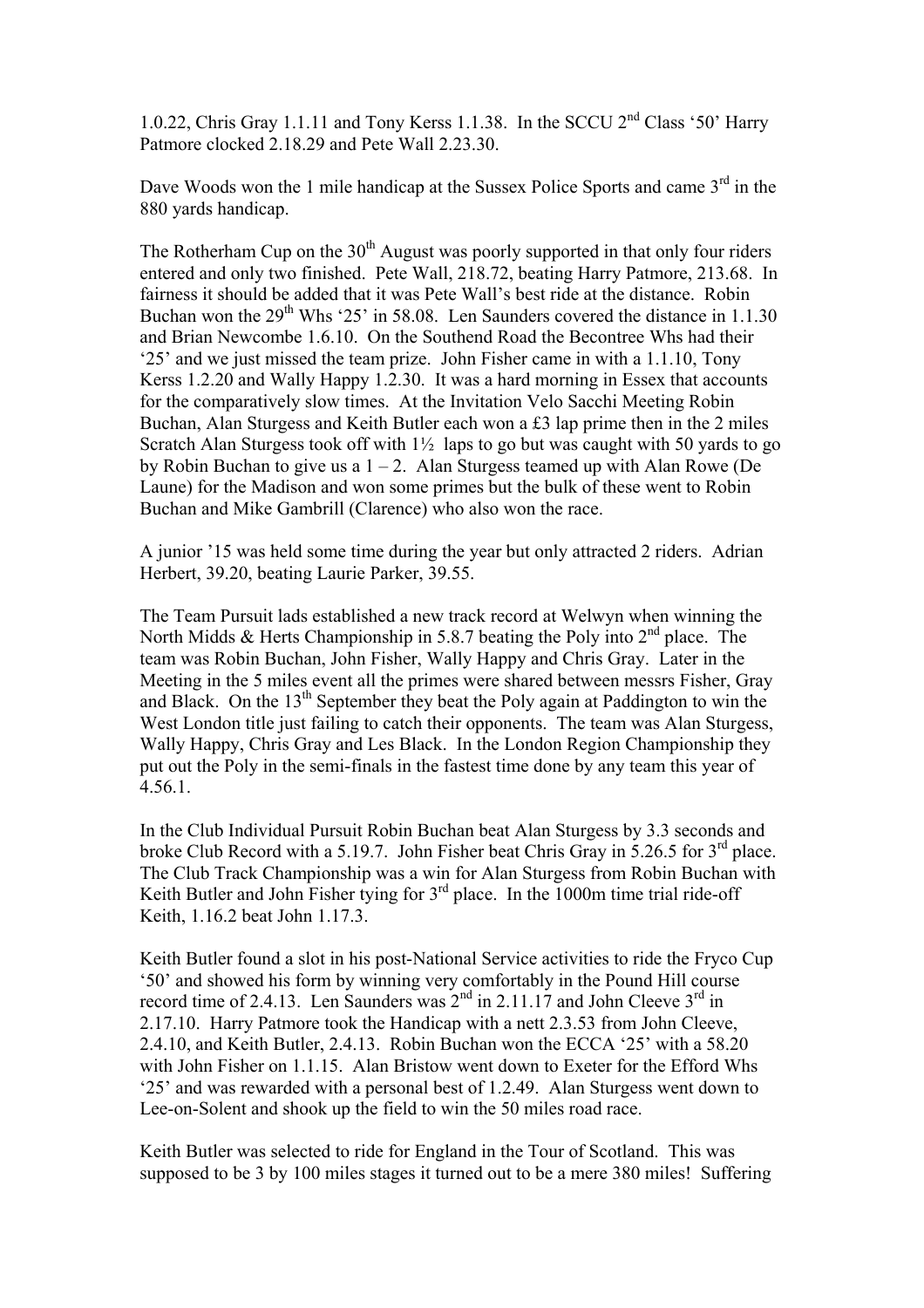1.0.22, Chris Gray 1.1.11 and Tony Kerss 1.1.38. In the SCCU 2nd Class '50' Harry Patmore clocked 2.18.29 and Pete Wall 2.23.30.

Dave Woods won the 1 mile handicap at the Sussex Police Sports and came 3rd in the 880 yards handicap.

The Rotherham Cup on the 30th August was poorly supported in that only four riders entered and only two finished. Pete Wall, 218.72, beating Harry Patmore, 213.68. In fairness it should be added that it was Pete Wall's best ride at the distance. Robin Buchan won the 29th Whs '25' in 58.08. Len Saunders covered the distance in 1.1.30 and Brian Newcombe 1.6.10. On the Southend Road the Becontree Whs had their '25' and we just missed the team prize. John Fisher came in with a 1.1.10, Tony Kerss 1.2.20 and Wally Happy 1.2.30. It was a hard morning in Essex that accounts for the comparatively slow times. At the Invitation Velo Sacchi Meeting Robin Buchan, Alan Sturgess and Keith Butler each won a £3 lap prime then in the 2 miles Scratch Alan Sturgess took off with 1½ laps to go but was caught with 50 yards to go by Robin Buchan to give us a 1 – 2. Alan Sturgess teamed up with Alan Rowe (De Laune) for the Madison and won some primes but the bulk of these went to Robin Buchan and Mike Gambrill (Clarence) who also won the race.

A junior '15 was held some time during the year but only attracted 2 riders. Adrian Herbert, 39.20, beating Laurie Parker, 39.55.

The Team Pursuit lads established a new track record at Welwyn when winning the North Midds & Herts Championship in 5.8.7 beating the Poly into 2nd place. The team was Robin Buchan, John Fisher, Wally Happy and Chris Gray. Later in the Meeting in the 5 miles event all the primes were shared between messrs Fisher, Gray and Black. On the 13th September they beat the Poly again at Paddington to win the West London title just failing to catch their opponents. The team was Alan Sturgess, Wally Happy, Chris Gray and Les Black. In the London Region Championship they put out the Poly in the semi-finals in the fastest time done by any team this year of 4.56.1.

In the Club Individual Pursuit Robin Buchan beat Alan Sturgess by 3.3 seconds and broke Club Record with a 5.19.7. John Fisher beat Chris Gray in 5.26.5 for 3rd place. The Club Track Championship was a win for Alan Sturgess from Robin Buchan with Keith Butler and John Fisher tying for 3rd place. In the 1000m time trial ride-off Keith, 1.16.2 beat John 1.17.3.

Keith Butler found a slot in his post-National Service activities to ride the Fryco Cup '50' and showed his form by winning very comfortably in the Pound Hill course record time of 2.4.13. Len Saunders was 2nd in 2.11.17 and John Cleeve 3rd in 2.17.10. Harry Patmore took the Handicap with a nett 2.3.53 from John Cleeve, 2.4.10, and Keith Butler, 2.4.13. Robin Buchan won the ECCA '25' with a 58.20 with John Fisher on 1.1.15. Alan Bristow went down to Exeter for the Efford Whs '25' and was rewarded with a personal best of 1.2.49. Alan Sturgess went down to Lee-on-Solent and shook up the field to win the 50 miles road race.

Keith Butler was selected to ride for England in the Tour of Scotland. This was supposed to be 3 by 100 miles stages it turned out to be a mere 380 miles! Suffering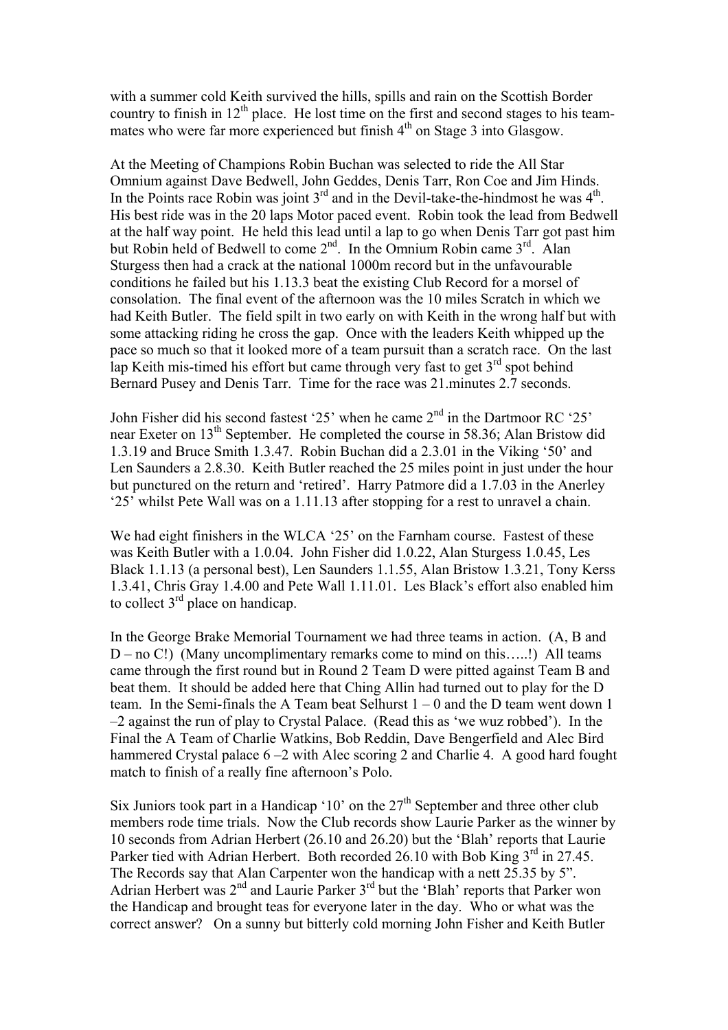with a summer cold Keith survived the hills, spills and rain on the Scottish Border country to finish in 12th place. He lost time on the first and second stages to his team-mates who were far more experienced but finish 4th on Stage 3 into Glasgow.

At the Meeting of Champions Robin Buchan was selected to ride the All Star Omnium against Dave Bedwell, John Geddes, Denis Tarr, Ron Coe and Jim Hinds. In the Points race Robin was joint 3rd and in the Devil-take-the-hindmost he was 4th. His best ride was in the 20 laps Motor paced event. Robin took the lead from Bedwell at the half way point. He held this lead until a lap to go when Denis Tarr got past him but Robin held of Bedwell to come 2nd. In the Omnium Robin came 3rd. Alan Sturgess then had a crack at the national 1000m record but in the unfavourable conditions he failed but his 1.13.3 beat the existing Club Record for a morsel of consolation. The final event of the afternoon was the 10 miles Scratch in which we had Keith Butler. The field spilt in two early on with Keith in the wrong half but with some attacking riding he cross the gap. Once with the leaders Keith whipped up the pace so much so that it looked more of a team pursuit than a scratch race. On the last lap Keith mis-timed his effort but came through very fast to get 3rd spot behind Bernard Pusey and Denis Tarr. Time for the race was 21.minutes 2.7 seconds.

John Fisher did his second fastest '25' when he came 2nd in the Dartmoor RC '25' near Exeter on 13th September. He completed the course in 58.36; Alan Bristow did 1.3.19 and Bruce Smith 1.3.47. Robin Buchan did a 2.3.01 in the Viking '50' and Len Saunders a 2.8.30. Keith Butler reached the 25 miles point in just under the hour but punctured on the return and 'retired'. Harry Patmore did a 1.7.03 in the Anerley '25' whilst Pete Wall was on a 1.11.13 after stopping for a rest to unravel a chain.

We had eight finishers in the WLCA '25' on the Farnham course. Fastest of these was Keith Butler with a 1.0.04. John Fisher did 1.0.22, Alan Sturgess 1.0.45, Les Black 1.1.13 (a personal best), Len Saunders 1.1.55, Alan Bristow 1.3.21, Tony Kerss 1.3.41, Chris Gray 1.4.00 and Pete Wall 1.11.01. Les Black's effort also enabled him to collect 3rd place on handicap.

In the George Brake Memorial Tournament we had three teams in action. (A, B and D – no C!) (Many uncomplimentary remarks come to mind on this…..!) All teams came through the first round but in Round 2 Team D were pitted against Team B and beat them. It should be added here that Ching Allin had turned out to play for the D team. In the Semi-finals the A Team beat Selhurst 1 – 0 and the D team went down 1 –2 against the run of play to Crystal Palace. (Read this as 'we wuz robbed'). In the Final the A Team of Charlie Watkins, Bob Reddin, Dave Bengerfield and Alec Bird hammered Crystal palace 6 –2 with Alec scoring 2 and Charlie 4. A good hard fought match to finish of a really fine afternoon's Polo.

Six Juniors took part in a Handicap '10' on the 27th September and three other club members rode time trials. Now the Club records show Laurie Parker as the winner by 10 seconds from Adrian Herbert (26.10 and 26.20) but the 'Blah' reports that Laurie Parker tied with Adrian Herbert. Both recorded 26.10 with Bob King 3rd in 27.45. The Records say that Alan Carpenter won the handicap with a nett 25.35 by 5". Adrian Herbert was 2nd and Laurie Parker 3rd but the 'Blah' reports that Parker won the Handicap and brought teas for everyone later in the day. Who or what was the correct answer? On a sunny but bitterly cold morning John Fisher and Keith Butler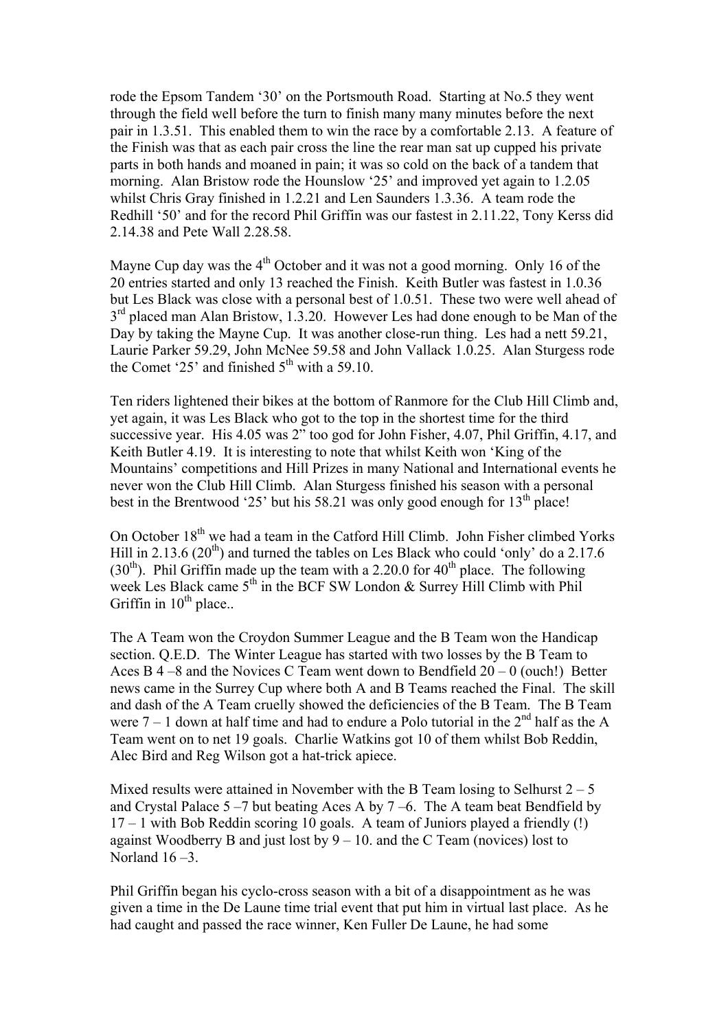rode the Epsom Tandem '30' on the Portsmouth Road. Starting at No.5 they went through the field well before the turn to finish many many minutes before the next pair in 1.3.51. This enabled them to win the race by a comfortable 2.13. A feature of the Finish was that as each pair cross the line the rear man sat up cupped his private parts in both hands and moaned in pain; it was so cold on the back of a tandem that morning. Alan Bristow rode the Hounslow '25' and improved yet again to 1.2.05 whilst Chris Gray finished in 1.2.21 and Len Saunders 1.3.36. A team rode the Redhill '50' and for the record Phil Griffin was our fastest in 2.11.22, Tony Kerss did 2.14.38 and Pete Wall 2.28.58.

Mayne Cup day was the 4th October and it was not a good morning. Only 16 of the 20 entries started and only 13 reached the Finish. Keith Butler was fastest in 1.0.36 but Les Black was close with a personal best of 1.0.51. These two were well ahead of 3rd placed man Alan Bristow, 1.3.20. However Les had done enough to be Man of the Day by taking the Mayne Cup. It was another close-run thing. Les had a nett 59.21, Laurie Parker 59.29, John McNee 59.58 and John Vallack 1.0.25. Alan Sturgess rode the Comet '25' and finished 5th with a 59.10.

Ten riders lightened their bikes at the bottom of Ranmore for the Club Hill Climb and, yet again, it was Les Black who got to the top in the shortest time for the third successive year. His 4.05 was 2" too god for John Fisher, 4.07, Phil Griffin, 4.17, and Keith Butler 4.19. It is interesting to note that whilst Keith won 'King of the Mountains' competitions and Hill Prizes in many National and International events he never won the Club Hill Climb. Alan Sturgess finished his season with a personal best in the Brentwood '25' but his 58.21 was only good enough for 13th place!

On October 18th we had a team in the Catford Hill Climb. John Fisher climbed Yorks Hill in 2.13.6 (20th) and turned the tables on Les Black who could 'only' do a 2.17.6 (30th). Phil Griffin made up the team with a 2.20.0 for 40th place. The following week Les Black came 5th in the BCF SW London & Surrey Hill Climb with Phil Griffin in 10th place..

The A Team won the Croydon Summer League and the B Team won the Handicap section. Q.E.D. The Winter League has started with two losses by the B Team to Aces B 4 –8 and the Novices C Team went down to Bendfield 20 – 0 (ouch!) Better news came in the Surrey Cup where both A and B Teams reached the Final. The skill and dash of the A Team cruelly showed the deficiencies of the B Team. The B Team were 7 – 1 down at half time and had to endure a Polo tutorial in the 2nd half as the A Team went on to net 19 goals. Charlie Watkins got 10 of them whilst Bob Reddin, Alec Bird and Reg Wilson got a hat-trick apiece.

Mixed results were attained in November with the B Team losing to Selhurst 2 – 5 and Crystal Palace 5 –7 but beating Aces A by 7 –6. The A team beat Bendfield by 17 – 1 with Bob Reddin scoring 10 goals. A team of Juniors played a friendly (!) against Woodberry B and just lost by 9 – 10. and the C Team (novices) lost to Norland 16 –3.

Phil Griffin began his cyclo-cross season with a bit of a disappointment as he was given a time in the De Laune time trial event that put him in virtual last place. As he had caught and passed the race winner, Ken Fuller De Laune, he had some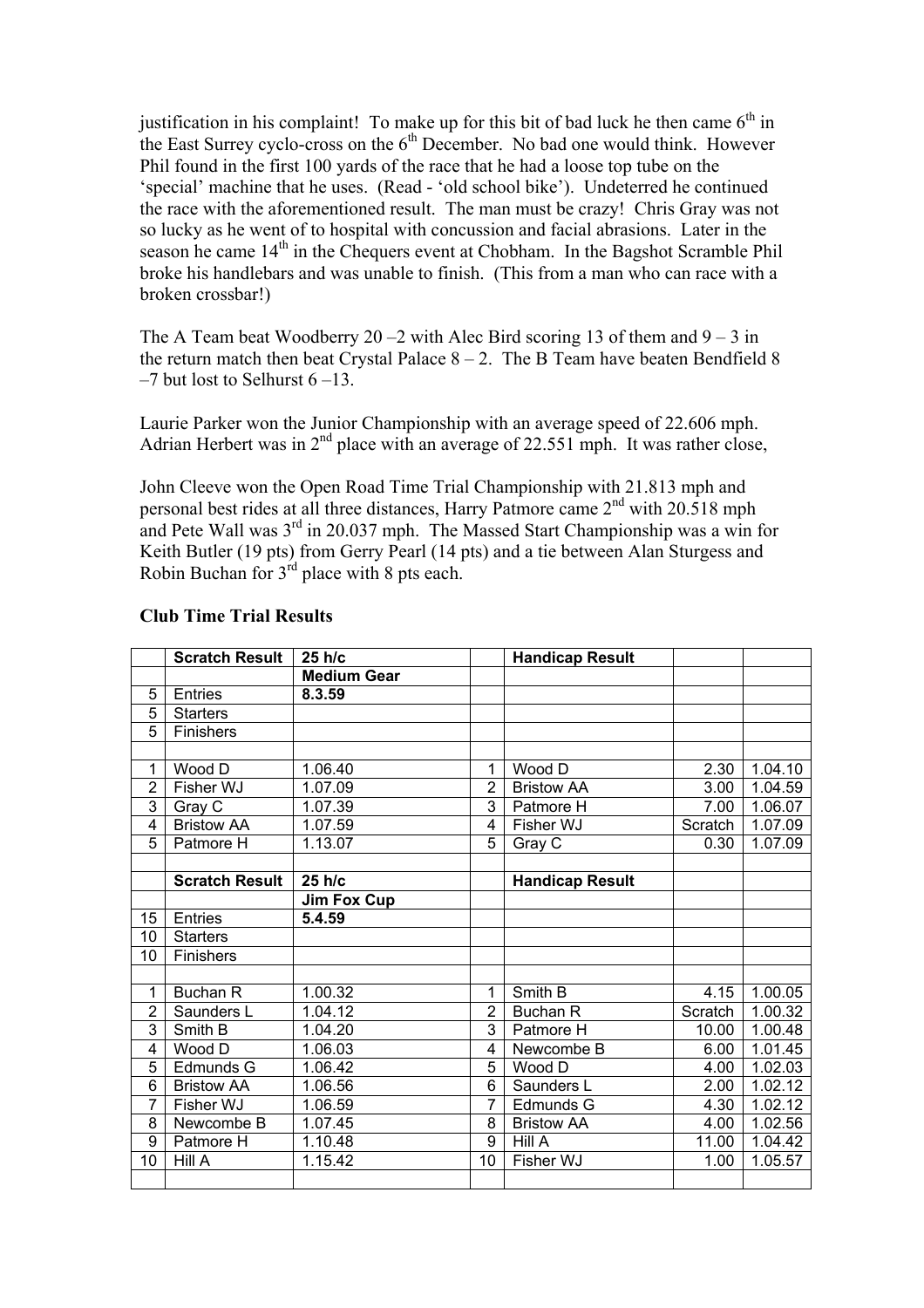justification in his complaint! To make up for this bit of bad luck he then came 6th in the East Surrey cyclo-cross on the 6th December. No bad one would think. However Phil found in the first 100 yards of the race that he had a loose top tube on the 'special' machine that he uses. (Read - 'old school bike'). Undeterred he continued the race with the aforementioned result. The man must be crazy! Chris Gray was not so lucky as he went of to hospital with concussion and facial abrasions. Later in the season he came 14th in the Chequers event at Chobham. In the Bagshot Scramble Phil broke his handlebars and was unable to finish. (This from a man who can race with a broken crossbar!)

The A Team beat Woodberry 20 –2 with Alec Bird scoring 13 of them and 9 – 3 in the return match then beat Crystal Palace 8 – 2. The B Team have beaten Bendfield 8 –7 but lost to Selhurst 6 –13.

Laurie Parker won the Junior Championship with an average speed of 22.606 mph. Adrian Herbert was in 2nd place with an average of 22.551 mph. It was rather close,

John Cleeve won the Open Road Time Trial Championship with 21.813 mph and personal best rides at all three distances, Harry Patmore came 2nd with 20.518 mph and Pete Wall was 3rd in 20.037 mph. The Massed Start Championship was a win for Keith Butler (19 pts) from Gerry Pearl (14 pts) and a tie between Alan Sturgess and Robin Buchan for 3rd place with 8 pts each.

**Club Time Trial Results**

| | Scratch Result | 25 h/c | | Handicap Result | | |
|---|---|---|---|---|---|---|
| | | **Medium Gear** | | | | |
| 5 | Entries | **8.3.59** | | | | |
| 5 | Starters | | | | | |
| 5 | Finishers | | | | | |
| | | | | | | |
| 1 | Wood D | 1.06.40 | 1 | Wood D | 2.30 | 1.04.10 |
| 2 | Fisher WJ | 1.07.09 | 2 | Bristow AA | 3.00 | 1.04.59 |
| 3 | Gray C | 1.07.39 | 3 | Patmore H | 7.00 | 1.06.07 |
| 4 | Bristow AA | 1.07.59 | 4 | Fisher WJ | Scratch | 1.07.09 |
| 5 | Patmore H | 1.13.07 | 5 | Gray C | 0.30 | 1.07.09 |
| | | | | | | |
| | **Scratch Result** | **25 h/c** | | **Handicap Result** | | |
| | | **Jim Fox Cup** | | | | |
| 15 | Entries | **5.4.59** | | | | |
| 10 | Starters | | | | | |
| 10 | Finishers | | | | | |
| | | | | | | |
| 1 | Buchan R | 1.00.32 | 1 | Smith B | 4.15 | 1.00.05 |
| 2 | Saunders L | 1.04.12 | 2 | Buchan R | Scratch | 1.00.32 |
| 3 | Smith B | 1.04.20 | 3 | Patmore H | 10.00 | 1.00.48 |
| 4 | Wood D | 1.06.03 | 4 | Newcombe B | 6.00 | 1.01.45 |
| 5 | Edmunds G | 1.06.42 | 5 | Wood D | 4.00 | 1.02.03 |
| 6 | Bristow AA | 1.06.56 | 6 | Saunders L | 2.00 | 1.02.12 |
| 7 | Fisher WJ | 1.06.59 | 7 | Edmunds G | 4.30 | 1.02.12 |
| 8 | Newcombe B | 1.07.45 | 8 | Bristow AA | 4.00 | 1.02.56 |
| 9 | Patmore H | 1.10.48 | 9 | Hill A | 11.00 | 1.04.42 |
| 10 | Hill A | 1.15.42 | 10 | Fisher WJ | 1.00 | 1.05.57 |
| | | | | | | |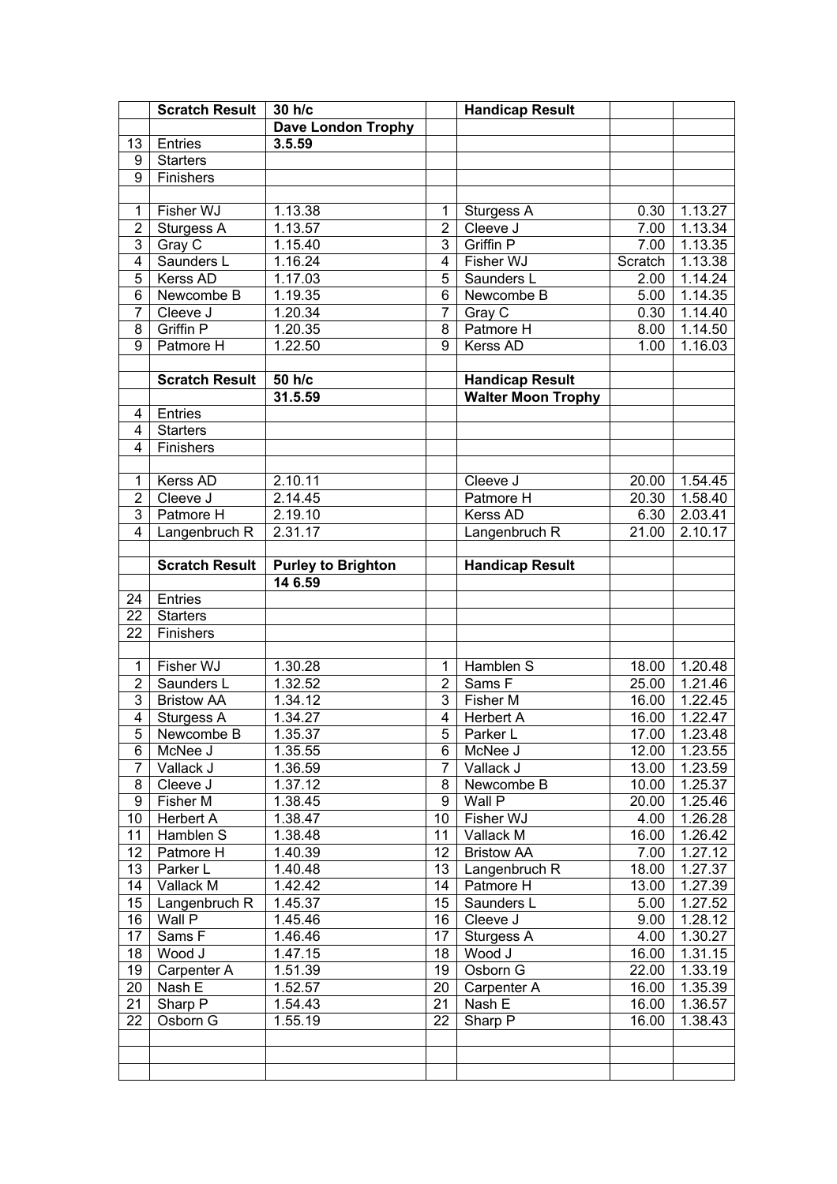| | Scratch Result | 30 h/c | | Handicap Result | | |
|---|---|---|---|---|---|---|
| | | **Dave London Trophy** | | | | |
| 13 | Entries | **3.5.59** | | | | |
| 9 | Starters | | | | | |
| 9 | Finishers | | | | | |
| | | | | | | |
| 1 | Fisher WJ | 1.13.38 | 1 | Sturgess A | 0.30 | 1.13.27 |
| 2 | Sturgess A | 1.13.57 | 2 | Cleeve J | 7.00 | 1.13.34 |
| 3 | Gray C | 1.15.40 | 3 | Griffin P | 7.00 | 1.13.35 |
| 4 | Saunders L | 1.16.24 | 4 | Fisher WJ | Scratch | 1.13.38 |
| 5 | Kerss AD | 1.17.03 | 5 | Saunders L | 2.00 | 1.14.24 |
| 6 | Newcombe B | 1.19.35 | 6 | Newcombe B | 5.00 | 1.14.35 |
| 7 | Cleeve J | 1.20.34 | 7 | Gray C | 0.30 | 1.14.40 |
| 8 | Griffin P | 1.20.35 | 8 | Patmore H | 8.00 | 1.14.50 |
| 9 | Patmore H | 1.22.50 | 9 | Kerss AD | 1.00 | 1.16.03 |
| | | | | | | |
| | **Scratch Result** | **50 h/c** | | **Handicap Result** | | |
| | | **31.5.59** | | **Walter Moon Trophy** | | |
| 4 | Entries | | | | | |
| 4 | Starters | | | | | |
| 4 | Finishers | | | | | |
| | | | | | | |
| 1 | Kerss AD | 2.10.11 | | Cleeve J | 20.00 | 1.54.45 |
| 2 | Cleeve J | 2.14.45 | | Patmore H | 20.30 | 1.58.40 |
| 3 | Patmore H | 2.19.10 | | Kerss AD | 6.30 | 2.03.41 |
| 4 | Langenbruch R | 2.31.17 | | Langenbruch R | 21.00 | 2.10.17 |
| | | | | | | |
| | **Scratch Result** | **Purley to Brighton** | | **Handicap Result** | | |
| | | **14 6.59** | | | | |
| 24 | Entries | | | | | |
| 22 | Starters | | | | | |
| 22 | Finishers | | | | | |
| | | | | | | |
| 1 | Fisher WJ | 1.30.28 | 1 | Hamblen S | 18.00 | 1.20.48 |
| 2 | Saunders L | 1.32.52 | 2 | Sams F | 25.00 | 1.21.46 |
| 3 | Bristow AA | 1.34.12 | 3 | Fisher M | 16.00 | 1.22.45 |
| 4 | Sturgess A | 1.34.27 | 4 | Herbert A | 16.00 | 1.22.47 |
| 5 | Newcombe B | 1.35.37 | 5 | Parker L | 17.00 | 1.23.48 |
| 6 | McNee J | 1.35.55 | 6 | McNee J | 12.00 | 1.23.55 |
| 7 | Vallack J | 1.36.59 | 7 | Vallack J | 13.00 | 1.23.59 |
| 8 | Cleeve J | 1.37.12 | 8 | Newcombe B | 10.00 | 1.25.37 |
| 9 | Fisher M | 1.38.45 | 9 | Wall P | 20.00 | 1.25.46 |
| 10 | Herbert A | 1.38.47 | 10 | Fisher WJ | 4.00 | 1.26.28 |
| 11 | Hamblen S | 1.38.48 | 11 | Vallack M | 16.00 | 1.26.42 |
| 12 | Patmore H | 1.40.39 | 12 | Bristow AA | 7.00 | 1.27.12 |
| 13 | Parker L | 1.40.48 | 13 | Langenbruch R | 18.00 | 1.27.37 |
| 14 | Vallack M | 1.42.42 | 14 | Patmore H | 13.00 | 1.27.39 |
| 15 | Langenbruch R | 1.45.37 | 15 | Saunders L | 5.00 | 1.27.52 |
| 16 | Wall P | 1.45.46 | 16 | Cleeve J | 9.00 | 1.28.12 |
| 17 | Sams F | 1.46.46 | 17 | Sturgess A | 4.00 | 1.30.27 |
| 18 | Wood J | 1.47.15 | 18 | Wood J | 16.00 | 1.31.15 |
| 19 | Carpenter A | 1.51.39 | 19 | Osborn G | 22.00 | 1.33.19 |
| 20 | Nash E | 1.52.57 | 20 | Carpenter A | 16.00 | 1.35.39 |
| 21 | Sharp P | 1.54.43 | 21 | Nash E | 16.00 | 1.36.57 |
| 22 | Osborn G | 1.55.19 | 22 | Sharp P | 16.00 | 1.38.43 |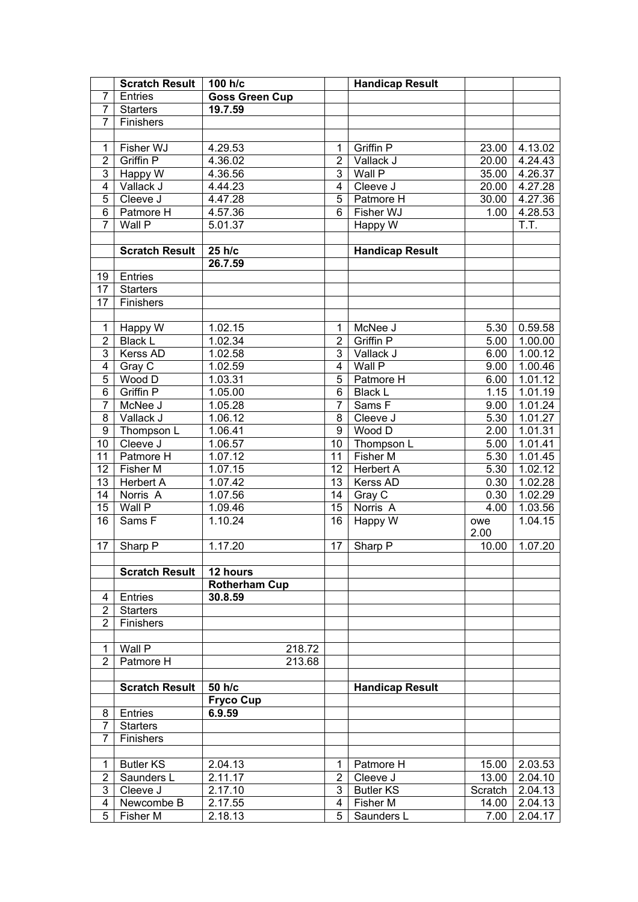|  | Scratch Result | 100 h/c |  | Handicap Result |  |  |
|---|---|---|---|---|---|---|
| 7 | Entries | **Goss Green Cup** |  |  |  |  |
| 7 | Starters | **19.7.59** |  |  |  |  |
| 7 | Finishers |  |  |  |  |  |
|  |  |  |  |  |  |  |
| 1 | Fisher WJ | 4.29.53 | 1 | Griffin P | 23.00 | 4.13.02 |
| 2 | Griffin P | 4.36.02 | 2 | Vallack J | 20.00 | 4.24.43 |
| 3 | Happy W | 4.36.56 | 3 | Wall P | 35.00 | 4.26.37 |
| 4 | Vallack J | 4.44.23 | 4 | Cleeve J | 20.00 | 4.27.28 |
| 5 | Cleeve J | 4.47.28 | 5 | Patmore H | 30.00 | 4.27.36 |
| 6 | Patmore H | 4.57.36 | 6 | Fisher WJ | 1.00 | 4.28.53 |
| 7 | Wall P | 5.01.37 |  | Happy W |  | T.T. |
|  |  |  |  |  |  |  |
|  | **Scratch Result** | **25 h/c** |  | **Handicap Result** |  |  |
|  |  | **26.7.59** |  |  |  |  |
| 19 | Entries |  |  |  |  |  |
| 17 | Starters |  |  |  |  |  |
| 17 | Finishers |  |  |  |  |  |
|  |  |  |  |  |  |  |
| 1 | Happy W | 1.02.15 | 1 | McNee J | 5.30 | 0.59.58 |
| 2 | Black L | 1.02.34 | 2 | Griffin P | 5.00 | 1.00.00 |
| 3 | Kerss AD | 1.02.58 | 3 | Vallack J | 6.00 | 1.00.12 |
| 4 | Gray C | 1.02.59 | 4 | Wall P | 9.00 | 1.00.46 |
| 5 | Wood D | 1.03.31 | 5 | Patmore H | 6.00 | 1.01.12 |
| 6 | Griffin P | 1.05.00 | 6 | Black L | 1.15 | 1.01.19 |
| 7 | McNee J | 1.05.28 | 7 | Sams F | 9.00 | 1.01.24 |
| 8 | Vallack J | 1.06.12 | 8 | Cleeve J | 5.30 | 1.01.27 |
| 9 | Thompson L | 1.06.41 | 9 | Wood D | 2.00 | 1.01.31 |
| 10 | Cleeve J | 1.06.57 | 10 | Thompson L | 5.00 | 1.01.41 |
| 11 | Patmore H | 1.07.12 | 11 | Fisher M | 5.30 | 1.01.45 |
| 12 | Fisher M | 1.07.15 | 12 | Herbert A | 5.30 | 1.02.12 |
| 13 | Herbert A | 1.07.42 | 13 | Kerss AD | 0.30 | 1.02.28 |
| 14 | Norris A | 1.07.56 | 14 | Gray C | 0.30 | 1.02.29 |
| 15 | Wall P | 1.09.46 | 15 | Norris A | 4.00 | 1.03.56 |
| 16 | Sams F | 1.10.24 | 16 | Happy W | owe 2.00 | 1.04.15 |
| 17 | Sharp P | 1.17.20 | 17 | Sharp P | 10.00 | 1.07.20 |
|  |  |  |  |  |  |  |
|  | **Scratch Result** | **12 hours** |  |  |  |  |
|  |  | **Rotherham Cup** |  |  |  |  |
| 4 | Entries | **30.8.59** |  |  |  |  |
| 2 | Starters |  |  |  |  |  |
| 2 | Finishers |  |  |  |  |  |
|  |  |  |  |  |  |  |
| 1 | Wall P | 218.72 |  |  |  |  |
| 2 | Patmore H | 213.68 |  |  |  |  |
|  |  |  |  |  |  |  |
|  | **Scratch Result** | **50 h/c** |  | **Handicap Result** |  |  |
|  |  | **Fryco Cup** |  |  |  |  |
| 8 | Entries | **6.9.59** |  |  |  |  |
| 7 | Starters |  |  |  |  |  |
| 7 | Finishers |  |  |  |  |  |
|  |  |  |  |  |  |  |
| 1 | Butler KS | 2.04.13 | 1 | Patmore H | 15.00 | 2.03.53 |
| 2 | Saunders L | 2.11.17 | 2 | Cleeve J | 13.00 | 2.04.10 |
| 3 | Cleeve J | 2.17.10 | 3 | Butler KS | Scratch | 2.04.13 |
| 4 | Newcombe B | 2.17.55 | 4 | Fisher M | 14.00 | 2.04.13 |
| 5 | Fisher M | 2.18.13 | 5 | Saunders L | 7.00 | 2.04.17 |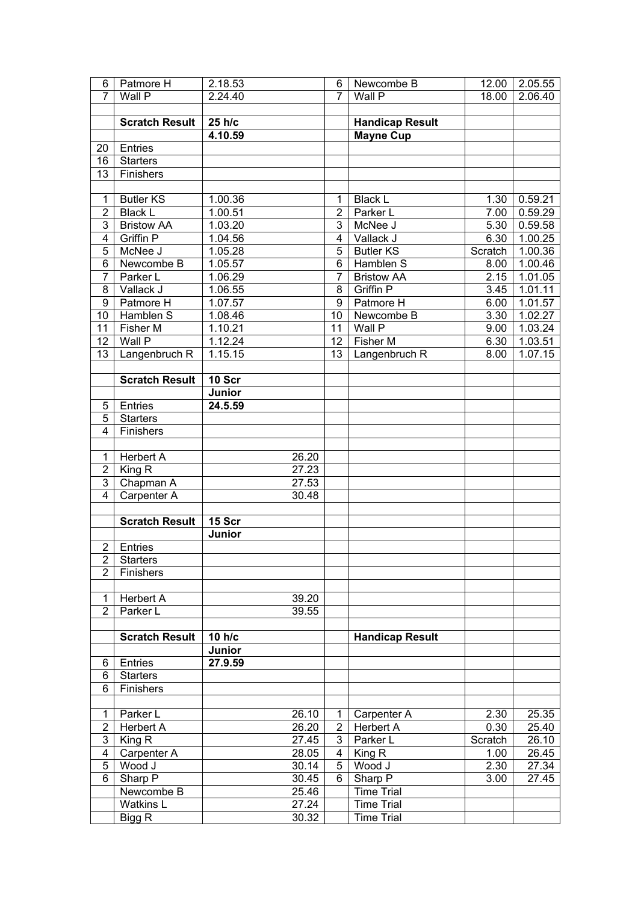| | | | | | | |
|---|---|---|---|---|---|---|
| 6 | Patmore H | 2.18.53 | 6 | Newcombe B | 12.00 | 2.05.55 |
| 7 | Wall P | 2.24.40 | 7 | Wall P | 18.00 | 2.06.40 |
| | | | | | | |
| | **Scratch Result** | **25 h/c** | | **Handicap Result** | | |
| | | **4.10.59** | | **Mayne Cup** | | |
| 20 | Entries | | | | | |
| 16 | Starters | | | | | |
| 13 | Finishers | | | | | |
| | | | | | | |
| 1 | Butler KS | 1.00.36 | 1 | Black L | 1.30 | 0.59.21 |
| 2 | Black L | 1.00.51 | 2 | Parker L | 7.00 | 0.59.29 |
| 3 | Bristow AA | 1.03.20 | 3 | McNee J | 5.30 | 0.59.58 |
| 4 | Griffin P | 1.04.56 | 4 | Vallack J | 6.30 | 1.00.25 |
| 5 | McNee J | 1.05.28 | 5 | Butler KS | Scratch | 1.00.36 |
| 6 | Newcombe B | 1.05.57 | 6 | Hamblen S | 8.00 | 1.00.46 |
| 7 | Parker L | 1.06.29 | 7 | Bristow AA | 2.15 | 1.01.05 |
| 8 | Vallack J | 1.06.55 | 8 | Griffin P | 3.45 | 1.01.11 |
| 9 | Patmore H | 1.07.57 | 9 | Patmore H | 6.00 | 1.01.57 |
| 10 | Hamblen S | 1.08.46 | 10 | Newcombe B | 3.30 | 1.02.27 |
| 11 | Fisher M | 1.10.21 | 11 | Wall P | 9.00 | 1.03.24 |
| 12 | Wall P | 1.12.24 | 12 | Fisher M | 6.30 | 1.03.51 |
| 13 | Langenbruch R | 1.15.15 | 13 | Langenbruch R | 8.00 | 1.07.15 |
| | | | | | | |
| | **Scratch Result** | **10 Scr** | | | | |
| | | **Junior** | | | | |
| 5 | Entries | **24.5.59** | | | | |
| 5 | Starters | | | | | |
| 4 | Finishers | | | | | |
| | | | | | | |
| 1 | Herbert A | 26.20 | | | | |
| 2 | King R | 27.23 | | | | |
| 3 | Chapman A | 27.53 | | | | |
| 4 | Carpenter A | 30.48 | | | | |
| | | | | | | |
| | **Scratch Result** | **15 Scr** | | | | |
| | | **Junior** | | | | |
| 2 | Entries | | | | | |
| 2 | Starters | | | | | |
| 2 | Finishers | | | | | |
| | | | | | | |
| 1 | Herbert A | 39.20 | | | | |
| 2 | Parker L | 39.55 | | | | |
| | | | | | | |
| | **Scratch Result** | **10 h/c** | | **Handicap Result** | | |
| | | **Junior** | | | | |
| 6 | Entries | **27.9.59** | | | | |
| 6 | Starters | | | | | |
| 6 | Finishers | | | | | |
| | | | | | | |
| 1 | Parker L | 26.10 | 1 | Carpenter A | 2.30 | 25.35 |
| 2 | Herbert A | 26.20 | 2 | Herbert A | 0.30 | 25.40 |
| 3 | King R | 27.45 | 3 | Parker L | Scratch | 26.10 |
| 4 | Carpenter A | 28.05 | 4 | King R | 1.00 | 26.45 |
| 5 | Wood J | 30.14 | 5 | Wood J | 2.30 | 27.34 |
| 6 | Sharp P | 30.45 | 6 | Sharp P | 3.00 | 27.45 |
| | Newcombe B | 25.46 | | Time Trial | | |
| | Watkins L | 27.24 | | Time Trial | | |
| | Bigg R | 30.32 | | Time Trial | | |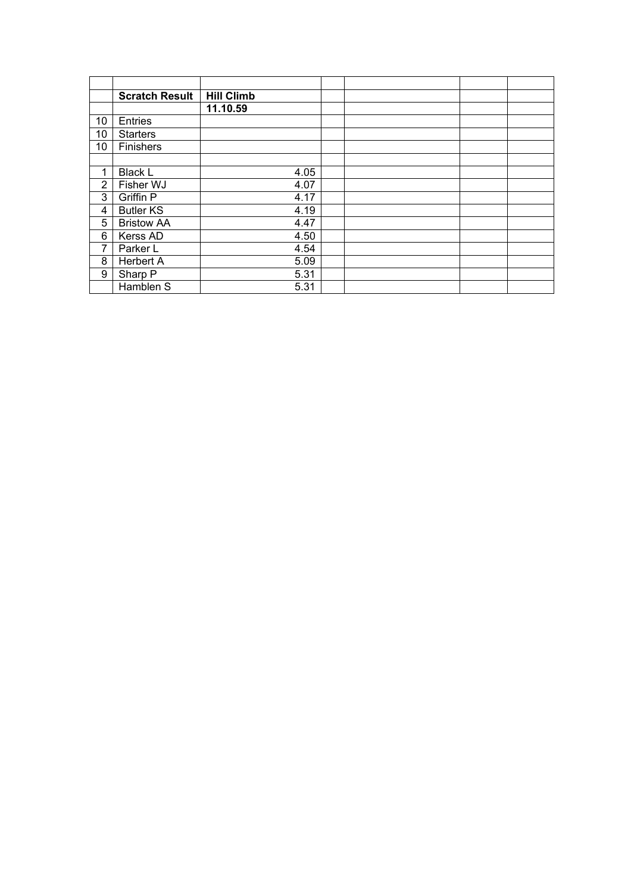| | | | | | | |
|---|---|---|---|---|---|---|
| | | | | | | |
| | **Scratch Result** | **Hill Climb** | | | | |
| | | **11.10.59** | | | | |
| 10 | Entries | | | | | |
| 10 | Starters | | | | | |
| 10 | Finishers | | | | | |
| | | | | | | |
| 1 | Black L | 4.05 | | | | |
| 2 | Fisher WJ | 4.07 | | | | |
| 3 | Griffin P | 4.17 | | | | |
| 4 | Butler KS | 4.19 | | | | |
| 5 | Bristow AA | 4.47 | | | | |
| 6 | Kerss AD | 4.50 | | | | |
| 7 | Parker L | 4.54 | | | | |
| 8 | Herbert A | 5.09 | | | | |
| 9 | Sharp P | 5.31 | | | | |
| | Hamblen S | 5.31 | | | | |